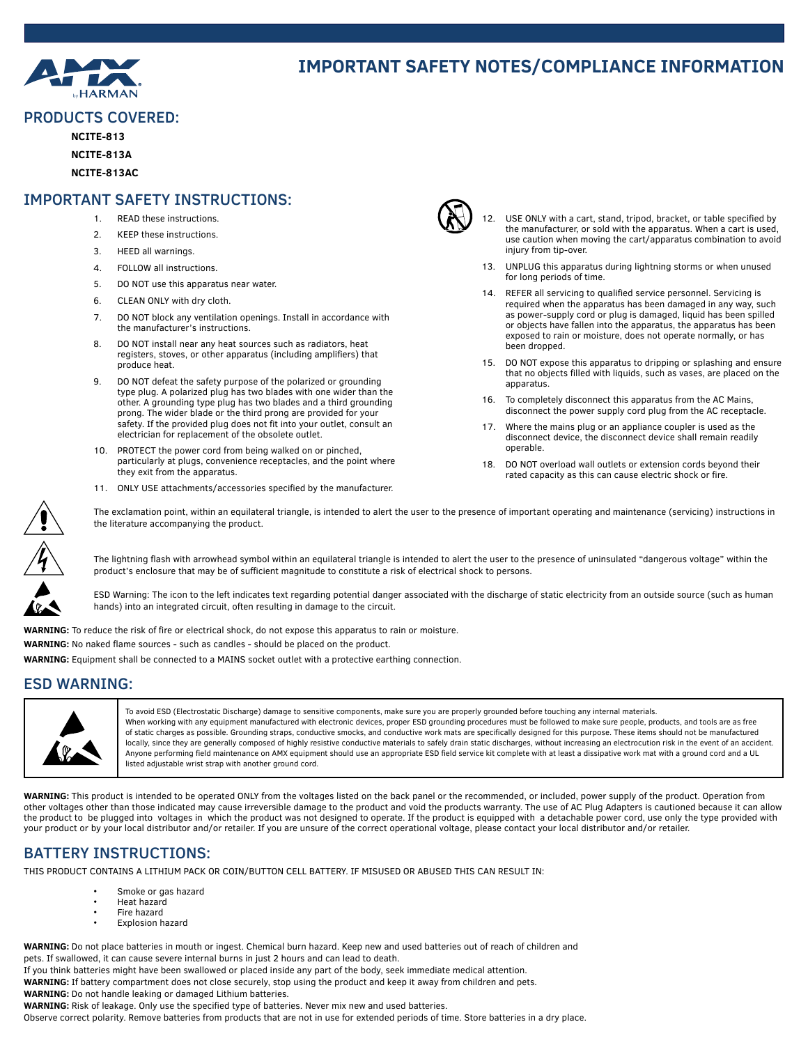# IMPORTANT SAFETY NOTES/COMPLIANCE INFORMATION

## PRODUCTS COVERED:

**NCITE-813**

**NCITE-813A**

**NCITE-813AC**

## IMPORTANT SAFETY INSTRUCTIONS:

1. READ these instructions.
2. KEEP these instructions.
3. HEED all warnings.
4. FOLLOW all instructions.
5. DO NOT use this apparatus near water.
6. CLEAN ONLY with dry cloth.
7. DO NOT block any ventilation openings. Install in accordance with the manufacturer's instructions.
8. DO NOT install near any heat sources such as radiators, heat registers, stoves, or other apparatus (including amplifiers) that produce heat.
9. DO NOT defeat the safety purpose of the polarized or grounding type plug. A polarized plug has two blades with one wider than the other. A grounding type plug has two blades and a third grounding prong. The wider blade or the third prong are provided for your safety. If the provided plug does not fit into your outlet, consult an electrician for replacement of the obsolete outlet.
10. PROTECT the power cord from being walked on or pinched, particularly at plugs, convenience receptacles, and the point where they exit from the apparatus.
11. ONLY USE attachments/accessories specified by the manufacturer.
12. USE ONLY with a cart, stand, tripod, bracket, or table specified by the manufacturer, or sold with the apparatus. When a cart is used, use caution when moving the cart/apparatus combination to avoid injury from tip-over.
13. UNPLUG this apparatus during lightning storms or when unused for long periods of time.
14. REFER all servicing to qualified service personnel. Servicing is required when the apparatus has been damaged in any way, such as power-supply cord or plug is damaged, liquid has been spilled or objects have fallen into the apparatus, the apparatus has been exposed to rain or moisture, does not operate normally, or has been dropped.
15. DO NOT expose this apparatus to dripping or splashing and ensure that no objects filled with liquids, such as vases, are placed on the apparatus.
16. To completely disconnect this apparatus from the AC Mains, disconnect the power supply cord plug from the AC receptacle.
17. Where the mains plug or an appliance coupler is used as the disconnect device, the disconnect device shall remain readily operable.
18. DO NOT overload wall outlets or extension cords beyond their rated capacity as this can cause electric shock or fire.

The exclamation point, within an equilateral triangle, is intended to alert the user to the presence of important operating and maintenance (servicing) instructions in the literature accompanying the product.

The lightning flash with arrowhead symbol within an equilateral triangle is intended to alert the user to the presence of uninsulated "dangerous voltage" within the product's enclosure that may be of sufficient magnitude to constitute a risk of electrical shock to persons.

ESD Warning: The icon to the left indicates text regarding potential danger associated with the discharge of static electricity from an outside source (such as human hands) into an integrated circuit, often resulting in damage to the circuit.

**WARNING:** To reduce the risk of fire or electrical shock, do not expose this apparatus to rain or moisture.

**WARNING:** No naked flame sources - such as candles - should be placed on the product.

**WARNING:** Equipment shall be connected to a MAINS socket outlet with a protective earthing connection.

## ESD WARNING:

To avoid ESD (Electrostatic Discharge) damage to sensitive components, make sure you are properly grounded before touching any internal materials.
When working with any equipment manufactured with electronic devices, proper ESD grounding procedures must be followed to make sure people, products, and tools are as free of static charges as possible. Grounding straps, conductive smocks, and conductive work mats are specifically designed for this purpose. These items should not be manufactured locally, since they are generally composed of highly resistive conductive materials to safely drain static discharges, without increasing an electrocution risk in the event of an accident. Anyone performing field maintenance on AMX equipment should use an appropriate ESD field service kit complete with at least a dissipative work mat with a ground cord and a UL listed adjustable wrist strap with another ground cord.

**WARNING:** This product is intended to be operated ONLY from the voltages listed on the back panel or the recommended, or included, power supply of the product. Operation from other voltages other than those indicated may cause irreversible damage to the product and void the products warranty. The use of AC Plug Adapters is cautioned because it can allow the product to be plugged into voltages in which the product was not designed to operate. If the product is equipped with a detachable power cord, use only the type provided with your product or by your local distributor and/or retailer. If you are unsure of the correct operational voltage, please contact your local distributor and/or retailer.

## BATTERY INSTRUCTIONS:

THIS PRODUCT CONTAINS A LITHIUM PACK OR COIN/BUTTON CELL BATTERY. IF MISUSED OR ABUSED THIS CAN RESULT IN:

- Smoke or gas hazard
- Heat hazard
- Fire hazard
- Explosion hazard

**WARNING:** Do not place batteries in mouth or ingest. Chemical burn hazard. Keep new and used batteries out of reach of children and pets. If swallowed, it can cause severe internal burns in just 2 hours and can lead to death.

If you think batteries might have been swallowed or placed inside any part of the body, seek immediate medical attention.

**WARNING:** If battery compartment does not close securely, stop using the product and keep it away from children and pets.

**WARNING:** Do not handle leaking or damaged Lithium batteries.

**WARNING:** Risk of leakage. Only use the specified type of batteries. Never mix new and used batteries.

Observe correct polarity. Remove batteries from products that are not in use for extended periods of time. Store batteries in a dry place.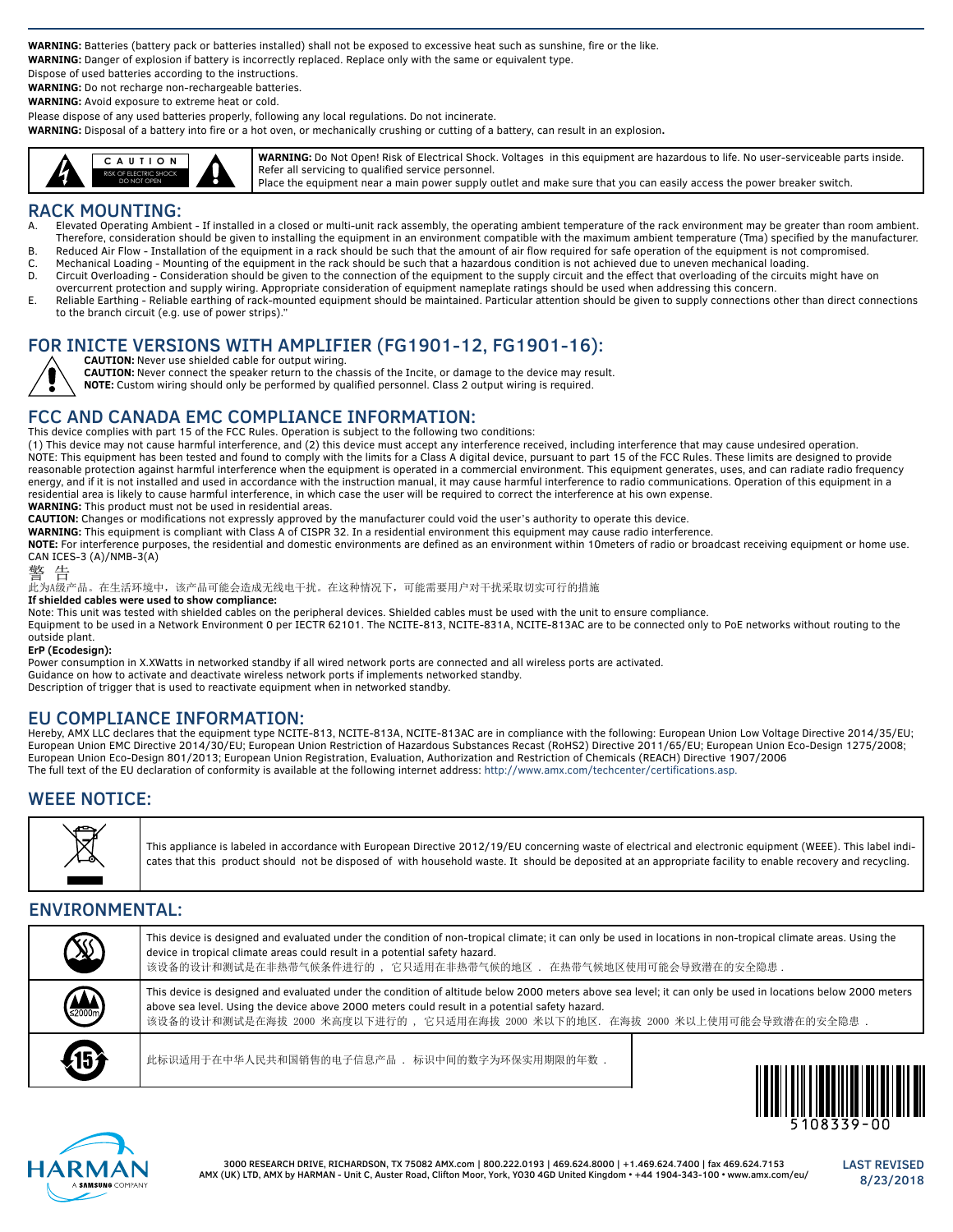**WARNING:** Batteries (battery pack or batteries installed) shall not be exposed to excessive heat such as sunshine, fire or the like.
**WARNING:** Danger of explosion if battery is incorrectly replaced. Replace only with the same or equivalent type.
Dispose of used batteries according to the instructions.
**WARNING:** Do not recharge non-rechargeable batteries.
**WARNING:** Avoid exposure to extreme heat or cold.
Please dispose of any used batteries properly, following any local regulations. Do not incinerate.
**WARNING:** Disposal of a battery into fire or a hot oven, or mechanically crushing or cutting of a battery, can result in an explosion.

| CAUTION RISK OF ELECTRIC SHOCK DO NOT OPEN | **WARNING:** Do Not Open! Risk of Electrical Shock. Voltages in this equipment are hazardous to life. No user-serviceable parts inside. Refer all servicing to qualified service personnel. Place the equipment near a main power supply outlet and make sure that you can easily access the power breaker switch. |
|---|---|

## RACK MOUNTING:

A. Elevated Operating Ambient - If installed in a closed or multi-unit rack assembly, the operating ambient temperature of the rack environment may be greater than room ambient. Therefore, consideration should be given to installing the equipment in an environment compatible with the maximum ambient temperature (Tma) specified by the manufacturer.
B. Reduced Air Flow - Installation of the equipment in a rack should be such that the amount of air flow required for safe operation of the equipment is not compromised.
C. Mechanical Loading - Mounting of the equipment in the rack should be such that a hazardous condition is not achieved due to uneven mechanical loading.
D. Circuit Overloading - Consideration should be given to the connection of the equipment to the supply circuit and the effect that overloading of the circuits might have on overcurrent protection and supply wiring. Appropriate consideration of equipment nameplate ratings should be used when addressing this concern.
E. Reliable Earthing - Reliable earthing of rack-mounted equipment should be maintained. Particular attention should be given to supply connections other than direct connections to the branch circuit (e.g. use of power strips)."

## FOR INICTE VERSIONS WITH AMPLIFIER (FG1901-12, FG1901-16):

**CAUTION:** Never use shielded cable for output wiring.
**CAUTION:** Never connect the speaker return to the chassis of the Incite, or damage to the device may result.
**NOTE:** Custom wiring should only be performed by qualified personnel. Class 2 output wiring is required.

## FCC AND CANADA EMC COMPLIANCE INFORMATION:

This device complies with part 15 of the FCC Rules. Operation is subject to the following two conditions:
(1) This device may not cause harmful interference, and (2) this device must accept any interference received, including interference that may cause undesired operation.
NOTE: This equipment has been tested and found to comply with the limits for a Class A digital device, pursuant to part 15 of the FCC Rules. These limits are designed to provide reasonable protection against harmful interference when the equipment is operated in a commercial environment. This equipment generates, uses, and can radiate radio frequency energy, and if it is not installed and used in accordance with the instruction manual, it may cause harmful interference to radio communications. Operation of this equipment in a residential area is likely to cause harmful interference, in which case the user will be required to correct the interference at his own expense.
**WARNING:** This product must not be used in residential areas.
**CAUTION:** Changes or modifications not expressly approved by the manufacturer could void the user's authority to operate this device.
**WARNING:** This equipment is compliant with Class A of CISPR 32. In a residential environment this equipment may cause radio interference.
**NOTE:** For interference purposes, the residential and domestic environments are defined as an environment within 10meters of radio or broadcast receiving equipment or home use.
CAN ICES-3 (A)/NMB-3(A)

警 告
此为A级产品。在生活环境中，该产品可能会造成无线电干扰。在这种情况下，可能需要用户对干扰采取切实可行的措施

**If shielded cables were used to show compliance:**
Note: This unit was tested with shielded cables on the peripheral devices. Shielded cables must be used with the unit to ensure compliance.
Equipment to be used in a Network Environment 0 per IECTR 62101. The NCITE-813, NCITE-831A, NCITE-813AC are to be connected only to PoE networks without routing to the outside plant.

**ErP (Ecodesign):**
Power consumption in X.XWatts in networked standby if all wired network ports are connected and all wireless ports are activated.
Guidance on how to activate and deactivate wireless network ports if implements networked standby.
Description of trigger that is used to reactivate equipment when in networked standby.

## EU COMPLIANCE INFORMATION:

Hereby, AMX LLC declares that the equipment type NCITE-813, NCITE-813A, NCITE-813AC are in compliance with the following: European Union Low Voltage Directive 2014/35/EU; European Union EMC Directive 2014/30/EU; European Union Restriction of Hazardous Substances Recast (RoHS2) Directive 2011/65/EU; European Union Eco-Design 1275/2008; European Union Eco-Design 801/2013; European Union Registration, Evaluation, Authorization and Restriction of Chemicals (REACH) Directive 1907/2006
The full text of the EU declaration of conformity is available at the following internet address: http://www.amx.com/techcenter/certifications.asp.

## WEEE NOTICE:

This appliance is labeled in accordance with European Directive 2012/19/EU concerning waste of electrical and electronic equipment (WEEE). This label indicates that this product should not be disposed of with household waste. It should be deposited at an appropriate facility to enable recovery and recycling.

## ENVIRONMENTAL:

| | |
|---|---|
| | This device is designed and evaluated under the condition of non-tropical climate; it can only be used in locations in non-tropical climate areas. Using the device in tropical climate areas could result in a potential safety hazard. 该设备的设计和测试是在非热带气候条件进行的 ， 它只适用在非热带气候的地区 ． 在热带气候地区使用可能会导致潜在的安全隐患 ． |
| ≤2000m | This device is designed and evaluated under the condition of altitude below 2000 meters above sea level; it can only be used in locations below 2000 meters above sea level. Using the device above 2000 meters could result in a potential safety hazard. 该设备的设计和测试是在海拔 2000 米高度以下进行的 ， 它只适用在海拔 2000 米以下的地区． 在海拔 2000 米以上使用可能会导致潜在的安全隐患 ． |
| 15 | 此标识适用于在中华人民共和国销售的电子信息产品 ． 标识中间的数字为环保实用期限的年数 ． |

5108339-00

3000 RESEARCH DRIVE, RICHARDSON, TX 75082 AMX.com | 800.222.0193 | 469.624.8000 | +1.469.624.7400 | fax 469.624.7153
AMX (UK) LTD, AMX by HARMAN - Unit C, Auster Road, Clifton Moor, York, YO30 4GD United Kingdom • +44 1904-343-100 • www.amx.com/eu/

LAST REVISED 8/23/2018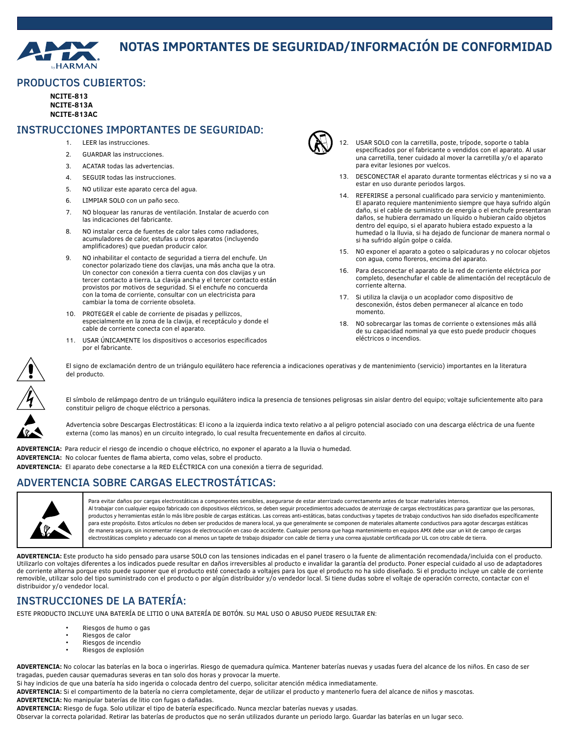# NOTAS IMPORTANTES DE SEGURIDAD/INFORMACIÓN DE CONFORMIDAD

## PRODUCTOS CUBIERTOS:

**NCITE-813**
**NCITE-813A**
**NCITE-813AC**

## INSTRUCCIONES IMPORTANTES DE SEGURIDAD:

1. LEER las instrucciones.
2. GUARDAR las instrucciones.
3. ACATAR todas las advertencias.
4. SEGUIR todas las instrucciones.
5. NO utilizar este aparato cerca del agua.
6. LIMPIAR SOLO con un paño seco.
7. NO bloquear las ranuras de ventilación. Instalar de acuerdo con las indicaciones del fabricante.
8. NO instalar cerca de fuentes de calor tales como radiadores, acumuladores de calor, estufas u otros aparatos (incluyendo amplificadores) que puedan producir calor.
9. NO inhabilitar el contacto de seguridad a tierra del enchufe. Un conector polarizado tiene dos clavijas, una más ancha que la otra. Un conector con conexión a tierra cuenta con dos clavijas y un tercer contacto a tierra. La clavija ancha y el tercer contacto están provistos por motivos de seguridad. Si el enchufe no concuerda con la toma de corriente, consultar con un electricista para cambiar la toma de corriente obsoleta.
10. PROTEGER el cable de corriente de pisadas y pellizcos, especialmente en la zona de la clavija, el receptáculo y donde el cable de corriente conecta con el aparato.
11. USAR ÚNICAMENTE los dispositivos o accesorios especificados por el fabricante.
12. USAR SOLO con la carretilla, poste, trípode, soporte o tabla especificados por el fabricante o vendidos con el aparato. Al usar una carretilla, tener cuidado al mover la carretilla y/o el aparato para evitar lesiones por vuelcos.
13. DESCONECTAR el aparato durante tormentas eléctricas y si no va a estar en uso durante periodos largos.
14. REFERIRSE a personal cualificado para servicio y mantenimiento. El aparato requiere mantenimiento siempre que haya sufrido algún daño, si el cable de suministro de energía o el enchufe presentaran daños, se hubiera derramado un líquido o hubieran caído objetos dentro del equipo, si el aparato hubiera estado expuesto a la humedad o la lluvia, si ha dejado de funcionar de manera normal o si ha sufrido algún golpe o caída.
15. NO exponer el aparato a goteo o salpicaduras y no colocar objetos con agua, como floreros, encima del aparato.
16. Para desconectar el aparato de la red de corriente eléctrica por completo, desenchufar el cable de alimentación del receptáculo de corriente alterna.
17. Si utiliza la clavija o un acoplador como dispositivo de desconexión, éstos deben permanecer al alcance en todo momento.
18. NO sobrecargar las tomas de corriente o extensiones más allá de su capacidad nominal ya que esto puede producir choques eléctricos o incendios.

El signo de exclamación dentro de un triángulo equilátero hace referencia a indicaciones operativas y de mantenimiento (servicio) importantes en la literatura del producto.

El símbolo de relámpago dentro de un triángulo equilátero indica la presencia de tensiones peligrosas sin aislar dentro del equipo; voltaje suficientemente alto para constituir peligro de choque eléctrico a personas.

Advertencia sobre Descargas Electrostáticas: El icono a la izquierda indica texto relativo a al peligro potencial asociado con una descarga eléctrica de una fuente externa (como las manos) en un circuito integrado, lo cual resulta frecuentemente en daños al circuito.

**ADVERTENCIA:** Para reducir el riesgo de incendio o choque eléctrico, no exponer el aparato a la lluvia o humedad.
**ADVERTENCIA:** No colocar fuentes de flama abierta, como velas, sobre el producto.
**ADVERTENCIA:** El aparato debe conectarse a la RED ELÉCTRICA con una conexión a tierra de seguridad.

## ADVERTENCIA SOBRE CARGAS ELECTROSTÁTICAS:

Para evitar daños por cargas electrostáticas a componentes sensibles, asegurarse de estar aterrizado correctamente antes de tocar materiales internos. Al trabajar con cualquier equipo fabricado con dispositivos eléctricos, se deben seguir procedimientos adecuados de aterrizaje de cargas electrostáticas para garantizar que las personas, productos y herramientas están lo más libre posible de cargas estáticas. Las correas anti-estáticas, batas conductivas y tapetes de trabajo conductivos han sido diseñados específicamente para este propósito. Estos artículos no deben ser producidos de manera local, ya que generalmente se componen de materiales altamente conductivos para agotar descargas estáticas de manera segura, sin incrementar riesgos de electrocución en caso de accidente. Cualquier persona que haga mantenimiento en equipos AMX debe usar un kit de campo de cargas electrostáticas completo y adecuado con al menos un tapete de trabajo disipador con cable de tierra y una correa ajustable certificada por UL con otro cable de tierra.

**ADVERTENCIA:** Este producto ha sido pensado para usarse SOLO con las tensiones indicadas en el panel trasero o la fuente de alimentación recomendada/incluida con el producto. Utilizarlo con voltajes diferentes a los indicados puede resultar en daños irreversibles al producto e invalidar la garantía del producto. Poner especial cuidado al uso de adaptadores de corriente alterna porque esto puede suponer que el producto esté conectado a voltajes para los que el producto no ha sido diseñado. Si el producto incluye un cable de corriente removible, utilizar solo del tipo suministrado con el producto o por algún distribuidor y/o vendedor local. Si tiene dudas sobre el voltaje de operación correcto, contactar con el distribuidor y/o vendedor local.

## INSTRUCCIONES DE LA BATERÍA:

ESTE PRODUCTO INCLUYE UNA BATERÍA DE LITIO O UNA BATERÍA DE BOTÓN. SU MAL USO O ABUSO PUEDE RESULTAR EN:

- Riesgos de humo o gas
- Riesgos de calor
- Riesgos de incendio
- Riesgos de explosión

**ADVERTENCIA:** No colocar las baterías en la boca o ingerirlas. Riesgo de quemadura química. Mantener baterías nuevas y usadas fuera del alcance de los niños. En caso de ser tragadas, pueden causar quemaduras severas en tan solo dos horas y provocar la muerte.
Si hay indicios de que una batería ha sido ingerida o colocada dentro del cuerpo, solicitar atención médica inmediatamente.
**ADVERTENCIA:** Si el compartimento de la batería no cierra completamente, dejar de utilizar el producto y mantenerlo fuera del alcance de niños y mascotas.
**ADVERTENCIA:** No manipular baterías de litio con fugas o dañadas.
**ADVERTENCIA:** Riesgo de fuga. Solo utilizar el tipo de batería especificado. Nunca mezclar baterías nuevas y usadas.
Observar la correcta polaridad. Retirar las baterías de productos que no serán utilizados durante un periodo largo. Guardar las baterías en un lugar seco.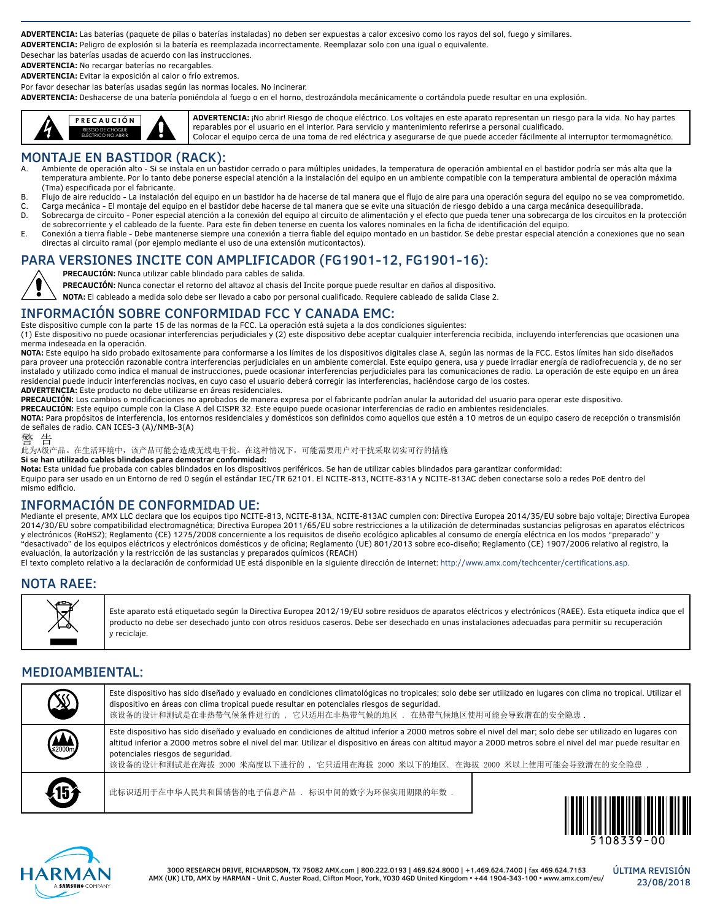**ADVERTENCIA:** Las baterías (paquete de pilas o baterías instaladas) no deben ser expuestas a calor excesivo como los rayos del sol, fuego y similares.
**ADVERTENCIA:** Peligro de explosión si la batería es reemplazada incorrectamente. Reemplazar solo con una igual o equivalente.
Desechar las baterías usadas de acuerdo con las instrucciones.
**ADVERTENCIA:** No recargar baterías no recargables.
**ADVERTENCIA:** Evitar la exposición al calor o frío extremos.
Por favor desechar las baterías usadas según las normas locales. No incinerar.
**ADVERTENCIA:** Deshacerse de una batería poniéndola al fuego o en el horno, destrozándola mecánicamente o cortándola puede resultar en una explosión.

| PRECAUCIÓN RIESGO DE CHOQUE ELÉCTRICO NO ABRIR | **ADVERTENCIA:** ¡No abrir! Riesgo de choque eléctrico. Los voltajes en este aparato representan un riesgo para la vida. No hay partes reparables por el usuario en el interior. Para servicio y mantenimiento referirse a personal cualificado. Colocar el equipo cerca de una toma de red eléctrica y asegurarse de que puede acceder fácilmente al interruptor termomagnético. |
|---|---|

## MONTAJE EN BASTIDOR (RACK):

A. Ambiente de operación alto - Si se instala en un bastidor cerrado o para múltiples unidades, la temperatura de operación ambiental en el bastidor podría ser más alta que la temperatura ambiente. Por lo tanto debe ponerse especial atención a la instalación del equipo en un ambiente compatible con la temperatura ambiental de operación máxima (Tma) especificada por el fabricante.
B. Flujo de aire reducido - La instalación del equipo en un bastidor ha de hacerse de tal manera que el flujo de aire para una operación segura del equipo no se vea comprometido.
C. Carga mecánica - El montaje del equipo en el bastidor debe hacerse de tal manera que se evite una situación de riesgo debido a una carga mecánica desequilibrada.
D. Sobrecarga de circuito - Poner especial atención a la conexión del equipo al circuito de alimentación y el efecto que pueda tener una sobrecarga de los circuitos en la protección de sobrecorriente y el cableado de la fuente. Para este fin deben tenerse en cuenta los valores nominales en la ficha de identificación del equipo.
E. Conexión a tierra fiable - Debe mantenerse siempre una conexión a tierra fiable del equipo montado en un bastidor. Se debe prestar especial atención a conexiones que no sean directas al circuito ramal (por ejemplo mediante el uso de una extensión multicontactos).

## PARA VERSIONES INCITE CON AMPLIFICADOR (FG1901-12, FG1901-16):

**PRECAUCIÓN:** Nunca utilizar cable blindado para cables de salida.
**PRECAUCIÓN:** Nunca conectar el retorno del altavoz al chasis del Incite porque puede resultar en daños al dispositivo.
**NOTA:** El cableado a medida solo debe ser llevado a cabo por personal cualificado. Requiere cableado de salida Clase 2.

## INFORMACIÓN SOBRE CONFORMIDAD FCC Y CANADA EMC:

Este dispositivo cumple con la parte 15 de las normas de la FCC. La operación está sujeta a la dos condiciones siguientes:
(1) Este dispositivo no puede ocasionar interferencias perjudiciales y (2) este dispositivo debe aceptar cualquier interferencia recibida, incluyendo interferencias que ocasionen una merma indeseada en la operación.
**NOTA:** Este equipo ha sido probado exitosamente para conformarse a los límites de los dispositivos digitales clase A, según las normas de la FCC. Estos límites han sido diseñados para proveer una protección razonable contra interferencias perjudiciales en un ambiente comercial. Este equipo genera, usa y puede irradiar energía de radiofrecuencia y, de no ser instalado y utilizado como indica el manual de instrucciones, puede ocasionar interferencias perjudiciales para las comunicaciones de radio. La operación de este equipo en un área residencial puede inducir interferencias nocivas, en cuyo caso el usuario deberá corregir las interferencias, haciéndose cargo de los costes.
**ADVERTENCIA:** Este producto no debe utilizarse en áreas residenciales.
**PRECAUCIÓN:** Los cambios o modificaciones no aprobados de manera expresa por el fabricante podrían anular la autoridad del usuario para operar este dispositivo.
**PRECAUCIÓN:** Este equipo cumple con la Clase A del CISPR 32. Este equipo puede ocasionar interferencias de radio en ambientes residenciales.
**NOTA:** Para propósitos de interferencia, los entornos residenciales y domésticos son definidos como aquellos que estén a 10 metros de un equipo casero de recepción o transmisión de señales de radio. CAN ICES-3 (A)/NMB-3(A)

警 告
此为A级产品。在生活环境中，该产品可能会造成无线电干扰。在这种情况下，可能需要用户对干扰采取切实可行的措施

**Si se han utilizado cables blindados para demostrar conformidad:**
**Nota:** Esta unidad fue probada con cables blindados en los dispositivos periféricos. Se han de utilizar cables blindados para garantizar conformidad:
Equipo para ser usado en un Entorno de red 0 según el estándar IEC/TR 62101. El NCITE-813, NCITE-831A y NCITE-813AC deben conectarse solo a redes PoE dentro del mismo edificio.

## INFORMACIÓN DE CONFORMIDAD UE:

Mediante el presente, AMX LLC declara que los equipos tipo NCITE-813, NCITE-813A, NCITE-813AC cumplen con: Directiva Europea 2014/35/EU sobre bajo voltaje; Directiva Europea 2014/30/EU sobre compatibilidad electromagnética; Directiva Europea 2011/65/EU sobre restricciones a la utilización de determinadas sustancias peligrosas en aparatos eléctricos y electrónicos (RoHS2); Reglamento (CE) 1275/2008 concerniente a los requisitos de diseño ecológico aplicables al consumo de energía eléctrica en los modos “preparado” y “desactivado” de los equipos eléctricos y electrónicos domésticos y de oficina; Reglamento (UE) 801/2013 sobre eco-diseño; Reglamento (CE) 1907/2006 relativo al registro, la evaluación, la autorización y la restricción de las sustancias y preparados químicos (REACH)
El texto completo relativo a la declaración de conformidad UE está disponible en la siguiente dirección de internet: http://www.amx.com/techcenter/certifications.asp.

## NOTA RAEE:

Este aparato está etiquetado según la Directiva Europea 2012/19/EU sobre residuos de aparatos eléctricos y electrónicos (RAEE). Esta etiqueta indica que el producto no debe ser desechado junto con otros residuos caseros. Debe ser desechado en unas instalaciones adecuadas para permitir su recuperación y reciclaje.

## MEDIOAMBIENTAL:

| | |
|---|---|
| | Este dispositivo has sido diseñado y evaluado en condiciones climatológicas no tropicales; solo debe ser utilizado en lugares con clima no tropical. Utilizar el dispositivo en áreas con clima tropical puede resultar en potenciales riesgos de seguridad. 该设备的设计和测试是在非热带气候条件进行的，它只适用在非热带气候的地区．在热带气候地区使用可能会导致潜在的安全隐患． |
| ≤2000m | Este dispositivo has sido diseñado y evaluado en condiciones de altitud inferior a 2000 metros sobre el nivel del mar; solo debe ser utilizado en lugares con altitud inferior a 2000 metros sobre el nivel del mar. Utilizar el dispositivo en áreas con altitud mayor a 2000 metros sobre el nivel del mar puede resultar en potenciales riesgos de seguridad. 该设备的设计和测试是在海拔 2000 米高度以下进行的，它只适用在海拔 2000 米以下的地区．在海拔 2000 米以上使用可能会导致潜在的安全隐患． |
| 15 | 此标识适用于在中华人民共和国销售的电子信息产品．标识中间的数字为环保实用期限的年数． |

5108339-00

3000 RESEARCH DRIVE, RICHARDSON, TX 75082 AMX.com | 800.222.0193 | 469.624.8000 | +1.469.624.7400 | fax 469.624.7153
AMX (UK) LTD, AMX by HARMAN - Unit C, Auster Road, Clifton Moor, York, YO30 4GD United Kingdom • +44 1904-343-100 • www.amx.com/eu/

ÚLTIMA REVISIÓN 23/08/2018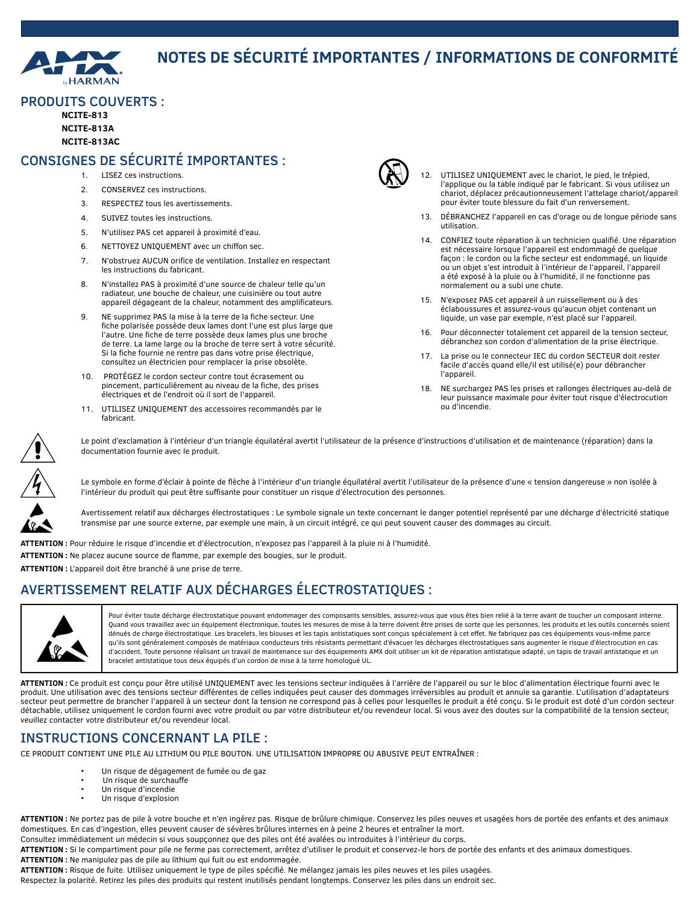# NOTES DE SÉCURITÉ IMPORTANTES / INFORMATIONS DE CONFORMITÉ

## PRODUITS COUVERTS :

**NCITE-813**
**NCITE-813A**
**NCITE-813AC**

## CONSIGNES DE SÉCURITÉ IMPORTANTES :

1. LISEZ ces instructions.
2. CONSERVEZ ces instructions.
3. RESPECTEZ tous les avertissements.
4. SUIVEZ toutes les instructions.
5. N'utilisez PAS cet appareil à proximité d'eau.
6. NETTOYEZ UNIQUEMENT avec un chiffon sec.
7. N'obstruez AUCUN orifice de ventilation. Installez en respectant les instructions du fabricant.
8. N'installez PAS à proximité d'une source de chaleur telle qu'un radiateur, une bouche de chaleur, une cuisinière ou tout autre appareil dégageant de la chaleur, notamment des amplificateurs.
9. NE supprimez PAS la mise à la terre de la fiche secteur. Une fiche polarisée possède deux lames dont l'une est plus large que l'autre. Une fiche de terre possède deux lames plus une broche de terre. La lame large ou la broche de terre sert à votre sécurité. Si la fiche fournie ne rentre pas dans votre prise électrique, consultez un électricien pour remplacer la prise obsolète.
10. PROTÉGEZ le cordon secteur contre tout écrasement ou pincement, particulièrement au niveau de la fiche, des prises électriques et de l'endroit où il sort de l'appareil.
11. UTILISEZ UNIQUEMENT des accessoires recommandés par le fabricant.
12. UTILISEZ UNIQUEMENT avec le chariot, le pied, le trépied, l'applique ou la table indiqué par le fabricant. Si vous utilisez un chariot, déplacez précautionneusement l'attelage chariot/appareil pour éviter toute blessure du fait d'un renversement.
13. DÉBRANCHEZ l'appareil en cas d'orage ou de longue période sans utilisation.
14. CONFIEZ toute réparation à un technicien qualifié. Une réparation est nécessaire lorsque l'appareil est endommagé de quelque façon : le cordon ou la fiche secteur est endommagé, un liquide ou un objet s'est introduit à l'intérieur de l'appareil, l'appareil a été exposé à la pluie ou à l'humidité, il ne fonctionne pas normalement ou a subi une chute.
15. N'exposez PAS cet appareil à un ruissellement ou à des éclaboussures et assurez-vous qu'aucun objet contenant un liquide, un vase par exemple, n'est placé sur l'appareil.
16. Pour déconnecter totalement cet appareil de la tension secteur, débranchez son cordon d'alimentation de la prise électrique.
17. La prise ou le connecteur IEC du cordon SECTEUR doit rester facile d'accès quand elle/il est utilisé(e) pour débrancher l'appareil.
18. NE surchargez PAS les prises et rallonges électriques au-delà de leur puissance maximale pour éviter tout risque d'électrocution ou d'incendie.

Le point d'exclamation à l'intérieur d'un triangle équilatéral avertit l'utilisateur de la présence d'instructions d'utilisation et de maintenance (réparation) dans la documentation fournie avec le produit.

Le symbole en forme d'éclair à pointe de flèche à l'intérieur d'un triangle équilatéral avertit l'utilisateur de la présence d'une « tension dangereuse » non isolée à l'intérieur du produit qui peut être suffisante pour constituer un risque d'électrocution des personnes.

Avertissement relatif aux décharges électrostatiques : Le symbole signale un texte concernant le danger potentiel représenté par une décharge d'électricité statique transmise par une source externe, par exemple une main, à un circuit intégré, ce qui peut souvent causer des dommages au circuit.

**ATTENTION :** Pour réduire le risque d'incendie et d'électrocution, n'exposez pas l'appareil à la pluie ni à l'humidité.

**ATTENTION :** Ne placez aucune source de flamme, par exemple des bougies, sur le produit.

**ATTENTION :** L'appareil doit être branché à une prise de terre.

## AVERTISSEMENT RELATIF AUX DÉCHARGES ÉLECTROSTATIQUES :

Pour éviter toute décharge électrostatique pouvant endommager des composants sensibles, assurez-vous que vous êtes bien relié à la terre avant de toucher un composant interne. Quand vous travaillez avec un équipement électronique, toutes les mesures de mise à la terre doivent être prises de sorte que les personnes, les produits et les outils concernés soient dénués de charge électrostatique. Les bracelets, les blouses et les tapis antistatiques sont conçus spécialement à cet effet. Ne fabriquez pas ces équipements vous-même parce qu'ils sont généralement composés de matériaux conducteurs très résistants permettant d'évacuer les décharges électrostatiques sans augmenter le risque d'électrocution en cas d'accident. Toute personne réalisant un travail de maintenance sur des équipements AMX doit utiliser un kit de réparation antistatique adapté, un tapis de travail antistatique et un bracelet antistatique tous deux équipés d'un cordon de mise à la terre homologué UL.

**ATTENTION :** Ce produit est conçu pour être utilisé UNIQUEMENT avec les tensions secteur indiquées à l'arrière de l'appareil ou sur le bloc d'alimentation électrique fourni avec le produit. Une utilisation avec des tensions secteur différentes de celles indiquées peut causer des dommages irréversibles au produit et annule sa garantie. L'utilisation d'adaptateurs secteur peut permettre de brancher l'appareil à un secteur dont la tension ne correspond pas à celles pour lesquelles le produit a été conçu. Si le produit est doté d'un cordon secteur détachable, utilisez uniquement le cordon fourni avec votre produit ou par votre distributeur et/ou revendeur local. Si vous avez des doutes sur la compatibilité de la tension secteur, veuillez contacter votre distributeur et/ou revendeur local.

## INSTRUCTIONS CONCERNANT LA PILE :

CE PRODUIT CONTIENT UNE PILE AU LITHIUM OU PILE BOUTON. UNE UTILISATION IMPROPRE OU ABUSIVE PEUT ENTRAÎNER :

- Un risque de dégagement de fumée ou de gaz
- Un risque de surchauffe
- Un risque d'incendie
- Un risque d'explosion

**ATTENTION :** Ne portez pas de pile à votre bouche et n'en ingérez pas. Risque de brûlure chimique. Conservez les piles neuves et usagées hors de portée des enfants et des animaux domestiques. En cas d'ingestion, elles peuvent causer de sévères brûlures internes en à peine 2 heures et entraîner la mort.
Consultez immédiatement un médecin si vous soupçonnez que des piles ont été avalées ou introduites à l'intérieur du corps.

**ATTENTION :** Si le compartiment pour pile ne ferme pas correctement, arrêtez d'utiliser le produit et conservez-le hors de portée des enfants et des animaux domestiques.

**ATTENTION :** Ne manipulez pas de pile au lithium qui fuit ou est endommagée.

**ATTENTION :** Risque de fuite. Utilisez uniquement le type de piles spécifié. Ne mélangez jamais les piles neuves et les piles usagées.
Respectez la polarité. Retirez les piles des produits qui restent inutilisés pendant longtemps. Conservez les piles dans un endroit sec.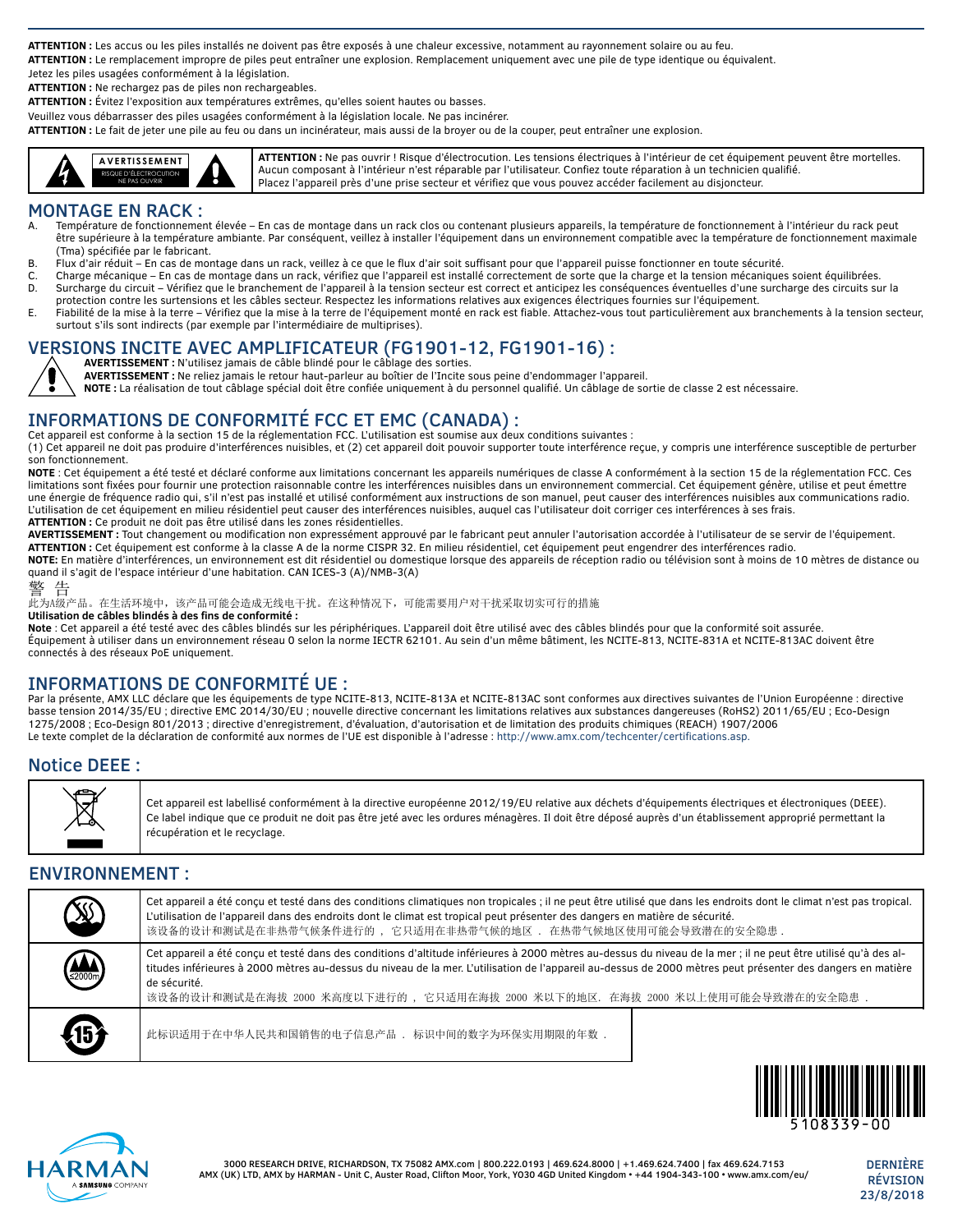**ATTENTION :** Les accus ou les piles installés ne doivent pas être exposés à une chaleur excessive, notamment au rayonnement solaire ou au feu.
**ATTENTION :** Le remplacement impropre de piles peut entraîner une explosion. Remplacement uniquement avec une pile de type identique ou équivalent.
Jetez les piles usagées conformément à la législation.
**ATTENTION :** Ne rechargez pas de piles non rechargeables.
**ATTENTION :** Évitez l'exposition aux températures extrêmes, qu'elles soient hautes ou basses.
Veuillez vous débarrasser des piles usagées conformément à la législation locale. Ne pas incinérer.
**ATTENTION :** Le fait de jeter une pile au feu ou dans un incinérateur, mais aussi de la broyer ou de la couper, peut entraîner une explosion.

| AVERTISSEMENT RISQUE D'ÉLECTROCUTION NE PAS OUVRIR | **ATTENTION :** Ne pas ouvrir ! Risque d'électrocution. Les tensions électriques à l'intérieur de cet équipement peuvent être mortelles. Aucun composant à l'intérieur n'est réparable par l'utilisateur. Confiez toute réparation à un technicien qualifié. Placez l'appareil près d'une prise secteur et vérifiez que vous pouvez accéder facilement au disjoncteur. |
|---|---|

## MONTAGE EN RACK :

A. Température de fonctionnement élevée – En cas de montage dans un rack clos ou contenant plusieurs appareils, la température de fonctionnement à l'intérieur du rack peut être supérieure à la température ambiante. Par conséquent, veillez à installer l'équipement dans un environnement compatible avec la température de fonctionnement maximale (Tma) spécifiée par le fabricant.
B. Flux d'air réduit – En cas de montage dans un rack, veillez à ce que le flux d'air soit suffisant pour que l'appareil puisse fonctionner en toute sécurité.
C. Charge mécanique – En cas de montage dans un rack, vérifiez que l'appareil est installé correctement de sorte que la charge et la tension mécaniques soient équilibrées.
D. Surcharge du circuit – Vérifiez que le branchement de l'appareil à la tension secteur est correct et anticipez les conséquences éventuelles d'une surcharge des circuits sur la protection contre les surtensions et les câbles secteur. Respectez les informations relatives aux exigences électriques fournies sur l'équipement.
E. Fiabilité de la mise à la terre – Vérifiez que la mise à la terre de l'équipement monté en rack est fiable. Attachez-vous tout particulièrement aux branchements à la tension secteur, surtout s'ils sont indirects (par exemple par l'intermédiaire de multiprises).

## VERSIONS INCITE AVEC AMPLIFICATEUR (FG1901-12, FG1901-16) :

**AVERTISSEMENT :** N'utilisez jamais de câble blindé pour le câblage des sorties.
**AVERTISSEMENT :** Ne reliez jamais le retour haut-parleur au boîtier de l'Incite sous peine d'endommager l'appareil.
**NOTE :** La réalisation de tout câblage spécial doit être confiée uniquement à du personnel qualifié. Un câblage de sortie de classe 2 est nécessaire.

## INFORMATIONS DE CONFORMITÉ FCC ET EMC (CANADA) :

Cet appareil est conforme à la section 15 de la réglementation FCC. L'utilisation est soumise aux deux conditions suivantes :
(1) Cet appareil ne doit pas produire d'interférences nuisibles, et (2) cet appareil doit pouvoir supporter toute interférence reçue, y compris une interférence susceptible de perturber son fonctionnement.
**NOTE** : Cet équipement a été testé et déclaré conforme aux limitations concernant les appareils numériques de classe A conformément à la section 15 de la réglementation FCC. Ces limitations sont fixées pour fournir une protection raisonnable contre les interférences nuisibles dans un environnement commercial. Cet équipement génère, utilise et peut émettre une énergie de fréquence radio qui, s'il n'est pas installé et utilisé conformément aux instructions de son manuel, peut causer des interférences nuisibles aux communications radio. L'utilisation de cet équipement en milieu résidentiel peut causer des interférences nuisibles, auquel cas l'utilisateur doit corriger ces interférences à ses frais.
**ATTENTION :** Ce produit ne doit pas être utilisé dans les zones résidentielles.
**AVERTISSEMENT :** Tout changement ou modification non expressément approuvé par le fabricant peut annuler l'autorisation accordée à l'utilisateur de se servir de l'équipement.
**ATTENTION :** Cet équipement est conforme à la classe A de la norme CISPR 32. En milieu résidentiel, cet équipement peut engendrer des interférences radio.
**NOTE:** En matière d'interférences, un environnement est dit résidentiel ou domestique lorsque des appareils de réception radio ou télévision sont à moins de 10 mètres de distance ou quand il s'agit de l'espace intérieur d'une habitation. CAN ICES-3 (A)/NMB-3(A)

警 告
此为A级产品。在生活环境中，该产品可能会造成无线电干扰。在这种情况下，可能需要用户对干扰采取切实可行的措施

**Utilisation de câbles blindés à des fins de conformité :**
**Note** : Cet appareil a été testé avec des câbles blindés sur les périphériques. L'appareil doit être utilisé avec des câbles blindés pour que la conformité soit assurée.
Équipement à utiliser dans un environnement réseau 0 selon la norme IECTR 62101. Au sein d'un même bâtiment, les NCITE-813, NCITE-831A et NCITE-813AC doivent être connectés à des réseaux PoE uniquement.

## INFORMATIONS DE CONFORMITÉ UE :

Par la présente, AMX LLC déclare que les équipements de type NCITE-813, NCITE-813A et NCITE-813AC sont conformes aux directives suivantes de l'Union Européenne : directive basse tension 2014/35/EU ; directive EMC 2014/30/EU ; nouvelle directive concernant les limitations relatives aux substances dangereuses (RoHS2) 2011/65/EU ; Eco-Design 1275/2008 ; Eco-Design 801/2013 ; directive d'enregistrement, d'évaluation, d'autorisation et de limitation des produits chimiques (REACH) 1907/2006
Le texte complet de la déclaration de conformité aux normes de l'UE est disponible à l'adresse : http://www.amx.com/techcenter/certifications.asp.

## Notice DEEE :

| | Cet appareil est labellisé conformément à la directive européenne 2012/19/EU relative aux déchets d'équipements électriques et électroniques (DEEE). Ce label indique que ce produit ne doit pas être jeté avec les ordures ménagères. Il doit être déposé auprès d'un établissement approprié permettant la récupération et le recyclage. |
|---|---|

## ENVIRONNEMENT :

| | |
|---|---|
| | Cet appareil a été conçu et testé dans des conditions climatiques non tropicales ; il ne peut être utilisé que dans les endroits dont le climat n'est pas tropical. L'utilisation de l'appareil dans des endroits dont le climat est tropical peut présenter des dangers en matière de sécurité. 该设备的设计和测试是在非热带气候条件进行的，它只适用在非热带气候的地区．在热带气候地区使用可能会导致潜在的安全隐患． |
| ≤2000m | Cet appareil a été conçu et testé dans des conditions d'altitude inférieures à 2000 mètres au-dessus du niveau de la mer ; il ne peut être utilisé qu'à des altitudes inférieures à 2000 mètres au-dessus du niveau de la mer. L'utilisation de l'appareil au-dessus de 2000 mètres peut présenter des dangers en matière de sécurité. 该设备的设计和测试是在海拔 2000 米高度以下进行的，它只适用在海拔 2000 米以下的地区．在海拔 2000 米以上使用可能会导致潜在的安全隐患． |
| 15 | 此标识适用于在中华人民共和国销售的电子信息产品．标识中间的数字为环保实用期限的年数． |

5108339-00

3000 RESEARCH DRIVE, RICHARDSON, TX 75082 AMX.com | 800.222.0193 | 469.624.8000 | +1.469.624.7400 | fax 469.624.7153
AMX (UK) LTD, AMX by HARMAN - Unit C, Auster Road, Clifton Moor, York, YO30 4GD United Kingdom • +44 1904-343-100 • www.amx.com/eu/

DERNIÈRE RÉVISION 23/8/2018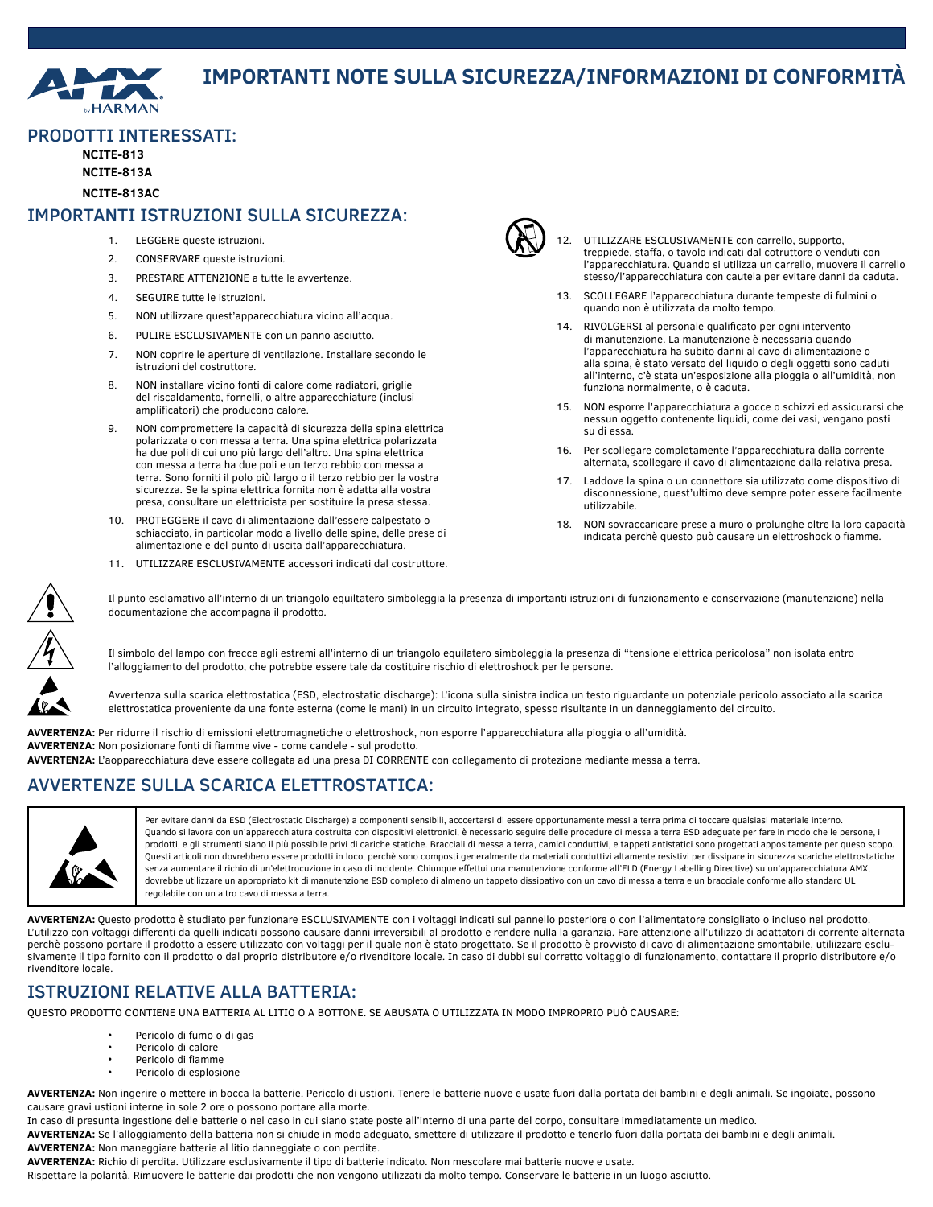# IMPORTANTI NOTE SULLA SICUREZZA/INFORMAZIONI DI CONFORMITÀ

## PRODOTTI INTERESSATI:

**NCITE-813**

**NCITE-813A**

**NCITE-813AC**

## IMPORTANTI ISTRUZIONI SULLA SICUREZZA:

1. LEGGERE queste istruzioni.
2. CONSERVARE queste istruzioni.
3. PRESTARE ATTENZIONE a tutte le avvertenze.
4. SEGUIRE tutte le istruzioni.
5. NON utilizzare quest'apparecchiatura vicino all'acqua.
6. PULIRE ESCLUSIVAMENTE con un panno asciutto.
7. NON coprire le aperture di ventilazione. Installare secondo le istruzioni del costruttore.
8. NON installare vicino fonti di calore come radiatori, griglie del riscaldamento, fornelli, o altre apparecchiature (inclusi amplificatori) che producono calore.
9. NON compromettere la capacità di sicurezza della spina elettrica polarizzata o con messa a terra. Una spina elettrica polarizzata ha due poli di cui uno più largo dell'altro. Una spina elettrica con messa a terra ha due poli e un terzo rebbio con messa a terra. Sono forniti il polo più largo o il terzo rebbio per la vostra sicurezza. Se la spina elettrica fornita non è adatta alla vostra presa, consultare un elettricista per sostituire la presa stessa.
10. PROTEGGERE il cavo di alimentazione dall'essere calpestato o schiacciato, in particolar modo a livello delle spine, delle prese di alimentazione e del punto di uscita dall'apparecchiatura.
11. UTILIZZARE ESCLUSIVAMENTE accessori indicati dal costruttore.
12. UTILIZZARE ESCLUSIVAMENTE con carrello, supporto, treppiede, staffa, o tavolo indicati dal cotruttore o venduti con l'apparecchiatura. Quando si utilizza un carrello, muovere il carrello stesso/l'apparecchiatura con cautela per evitare danni da caduta.
13. SCOLLEGARE l'apparecchiatura durante tempeste di fulmini o quando non è utilizzata da molto tempo.
14. RIVOLGERSI al personale qualificato per ogni intervento di manutenzione. La manutenzione è necessaria quando l'apparecchiatura ha subito danni al cavo di alimentazione o alla spina, è stato versato del liquido o degli oggetti sono caduti all'interno, c'è stata un'esposizione alla pioggia o all'umidità, non funziona normalmente, o è caduta.
15. NON esporre l'apparecchiatura a gocce o schizzi ed assicurarsi che nessun oggetto contenente liquidi, come dei vasi, vengano posti su di essa.
16. Per scollegare completamente l'apparecchiatura dalla corrente alternata, scollegare il cavo di alimentazione dalla relativa presa.
17. Laddove la spina o un connettore sia utilizzato come dispositivo di disconnessione, quest'ultimo deve sempre poter essere facilmente utilizzabile.
18. NON sovraccaricare prese a muro o prolunghe oltre la loro capacità indicata perchè questo può causare un elettroshock o fiamme.

Il punto esclamativo all'interno di un triangolo equiltatero simboleggia la presenza di importanti istruzioni di funzionamento e conservazione (manutenzione) nella documentazione che accompagna il prodotto.

Il simbolo del lampo con frecce agli estremi all'interno di un triangolo equilatero simboleggia la presenza di "tensione elettrica pericolosa" non isolata entro l'alloggiamento del prodotto, che potrebbe essere tale da costituire rischio di elettroshock per le persone.

Avvertenza sulla scarica elettrostatica (ESD, electrostatic discharge): L'icona sulla sinistra indica un testo riguardante un potenziale pericolo associato alla scarica elettrostatica proveniente da una fonte esterna (come le mani) in un circuito integrato, spesso risultante in un danneggiamento del circuito.

**AVVERTENZA:** Per ridurre il rischio di emissioni elettromagnetiche o elettroshock, non esporre l'apparecchiatura alla pioggia o all'umidità.

**AVVERTENZA:** Non posizionare fonti di fiamme vive - come candele - sul prodotto.

**AVVERTENZA:** L'aopparecchiatura deve essere collegata ad una presa DI CORRENTE con collegamento di protezione mediante messa a terra.

## AVVERTENZE SULLA SCARICA ELETTROSTATICA:

Per evitare danni da ESD (Electrostatic Discharge) a componenti sensibili, acccertarsi di essere opportunamente messi a terra prima di toccare qualsiasi materiale interno. Quando si lavora con un'apparecchiatura costruita con dispositivi elettronici, è necessario seguire delle procedure di messa a terra ESD adeguate per fare in modo che le persone, i prodotti, e gli strumenti siano il più possibile privi di cariche statiche. Bracciali di messa a terra, camici conduttivi, e tappeti antistatici sono progettati appositamente per queso scopo. Questi articoli non dovrebbero essere prodotti in loco, perchè sono composti generalmente da materiali conduttivi altamente resistivi per dissipare in sicurezza scariche elettrostatiche senza aumentare il richio di un'elettrocuzione in caso di incidente. Chiunque effettui una manutenzione conforme all'ELD (Energy Labelling Directive) su un'apparecchiatura AMX, dovrebbe utilizzare un appropriato kit di manutenzione ESD completo di almeno un tappeto dissipativo con un cavo di messa a terra e un bracciale conforme allo standard UL regolabile con un altro cavo di messa a terra.

**AVVERTENZA:** Questo prodotto è studiato per funzionare ESCLUSIVAMENTE con i voltaggi indicati sul pannello posteriore o con l'alimentatore consigliato o incluso nel prodotto. L'utilizzo con voltaggi differenti da quelli indicati possono causare danni irreversibili al prodotto e rendere nulla la garanzia. Fare attenzione all'utilizzo di adattatori di corrente alternata perchè possono portare il prodotto a essere utilizzato con voltaggi per il quale non è stato progettato. Se il prodotto è provvisto di cavo di alimentazione smontabile, utilizzare esclusivamente il tipo fornito con il prodotto o dal proprio distributore e/o rivenditore locale. In caso di dubbi sul corretto voltaggio di funzionamento, contattare il proprio distributore e/o rivenditore locale.

## ISTRUZIONI RELATIVE ALLA BATTERIA:

QUESTO PRODOTTO CONTIENE UNA BATTERIA AL LITIO O A BOTTONE. SE ABUSATA O UTILIZZATA IN MODO IMPROPRIO PUÒ CAUSARE:

- Pericolo di fumo o di gas
- Pericolo di calore
- Pericolo di fiamme
- Pericolo di esplosione

**AVVERTENZA:** Non ingerire o mettere in bocca la batterie. Pericolo di ustioni. Tenere le batterie nuove e usate fuori dalla portata dei bambini e degli animali. Se ingoiate, possono causare gravi ustioni interne in sole 2 ore o possono portare alla morte.

In caso di presunta ingestione delle batterie o nel caso in cui siano state poste all'interno di una parte del corpo, consultare immediatamente un medico.

**AVVERTENZA:** Se l'alloggiamento della batteria non si chiude in modo adeguato, smettere di utilizzare il prodotto e tenerlo fuori dalla portata dei bambini e degli animali.

**AVVERTENZA:** Non maneggiare batterie al litio danneggiate o con perdite.

**AVVERTENZA:** Richio di perdita. Utilizzare esclusivamente il tipo di batterie indicato. Non mescolare mai batterie nuove e usate.

Rispettare la polarità. Rimuovere le batterie dai prodotti che non vengono utilizzati da molto tempo. Conservare le batterie in un luogo asciutto.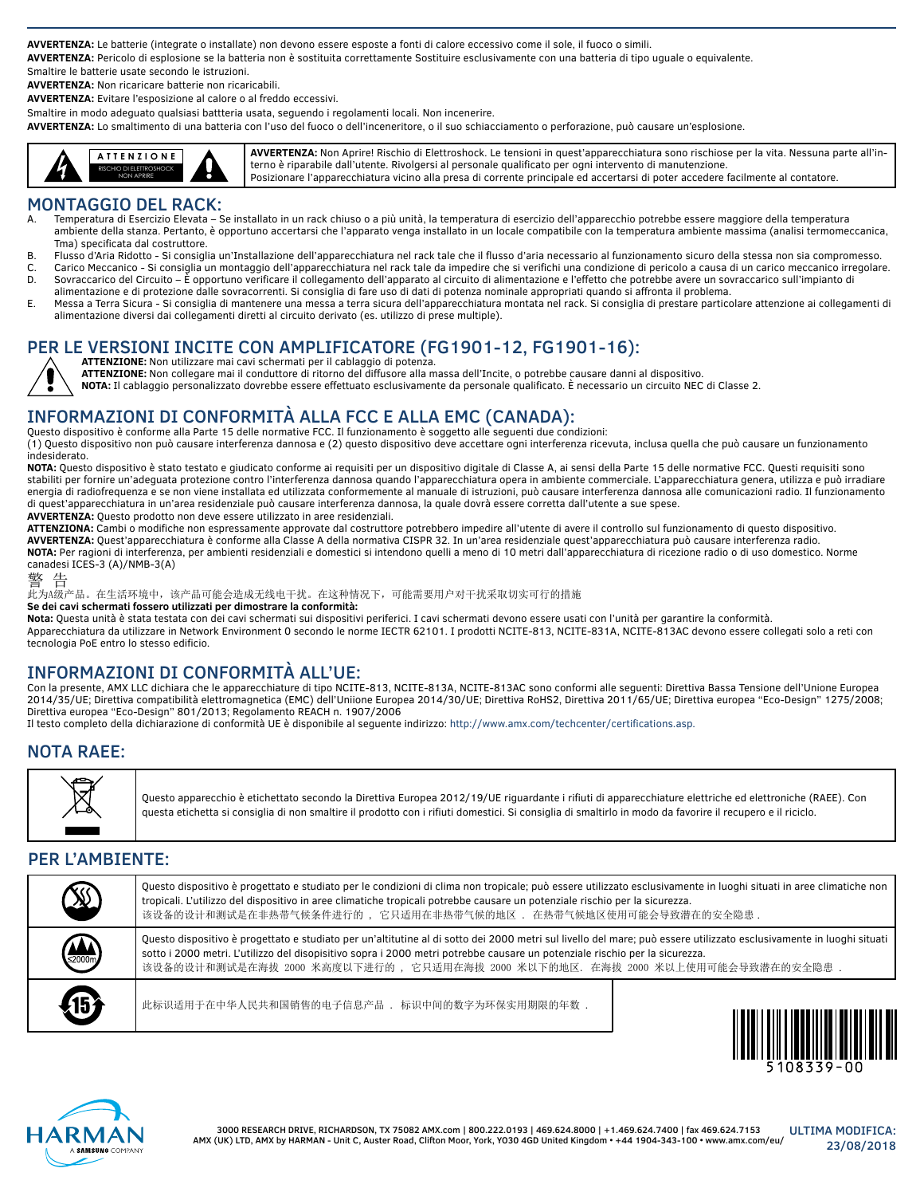**AVVERTENZA:** Le batterie (integrate o installate) non devono essere esposte a fonti di calore eccessivo come il sole, il fuoco o simili.

**AVVERTENZA:** Pericolo di esplosione se la batteria non è sostituita correttamente Sostituire esclusivamente con una batteria di tipo uguale o equivalente.

Smaltire le batterie usate secondo le istruzioni.

**AVVERTENZA:** Non ricaricare batterie non ricaricabili.

**AVVERTENZA:** Evitare l'esposizione al calore o al freddo eccessivi.

Smaltire in modo adeguato qualsiasi battteria usata, seguendo i regolamenti locali. Non incenerire.

**AVVERTENZA:** Lo smaltimento di una batteria con l'uso del fuoco o dell'inceneritore, o il suo schiacciamento o perforazione, può causare un'esplosione.

| ATTENZIONE RISCHIO DI ELETTROSHOCK NON APRIRE | **AVVERTENZA:** Non Aprire! Rischio di Elettroshock. Le tensioni in quest'apparecchiatura sono rischiose per la vita. Nessuna parte all'interno è riparabile dall'utente. Rivolgersi al personale qualificato per ogni intervento di manutenzione. Posizionare l'apparecchiatura vicino alla presa di corrente principale ed accertarsi di poter accedere facilmente al contatore. |
|---|---|

## MONTAGGIO DEL RACK:

A. Temperatura di Esercizio Elevata – Se installato in un rack chiuso o a più unità, la temperatura di esercizio dell'apparecchio potrebbe essere maggiore della temperatura ambiente della stanza. Pertanto, è opportuno accertarsi che l'apparato venga installato in un locale compatibile con la temperatura ambiente massima (analisi termomeccanica, Tma) specificata dal costruttore.

B. Flusso d'Aria Ridotto - Si consiglia un'Installazione dell'apparecchiatura nel rack tale che il flusso d'aria necessario al funzionamento sicuro della stessa non sia compromesso.

C. Carico Meccanico - Si consiglia un montaggio dell'apparecchiatura nel rack tale da impedire che si verifichi una condizione di pericolo a causa di un carico meccanico irregolare.

D. Sovraccarico del Circuito – È opportuno verificare il collegamento dell'apparato al circuito di alimentazione e l'effetto che potrebbe avere un sovraccarico sull'impianto di alimentazione e di protezione dalle sovracorrenti. Si consiglia di fare uso di dati di potenza nominale appropriati quando si affronta il problema.

E. Messa a Terra Sicura - Si consiglia di mantenere una messa a terra sicura dell'apparecchiatura montata nel rack. Si consiglia di prestare particolare attenzione ai collegamenti di alimentazione diversi dai collegamenti diretti al circuito derivato (es. utilizzo di prese multiple).

## PER LE VERSIONI INCITE CON AMPLIFICATORE (FG1901-12, FG1901-16):

**ATTENZIONE:** Non utilizzare mai cavi schermati per il cablaggio di potenza.

**ATTENZIONE:** Non collegare mai il conduttore di ritorno del diffusore alla massa dell'Incite, o potrebbe causare danni al dispositivo.

**NOTA:** Il cablaggio personalizzato dovrebbe essere effettuato esclusivamente da personale qualificato. È necessario un circuito NEC di Classe 2.

## INFORMAZIONI DI CONFORMITÀ ALLA FCC E ALLA EMC (CANADA):

Questo dispositivo è conforme alla Parte 15 delle normative FCC. Il funzionamento è soggetto alle seguenti due condizioni:

(1) Questo dispositivo non può causare interferenza dannosa e (2) questo dispositivo deve accettare ogni interferenza ricevuta, inclusa quella che può causare un funzionamento indesiderato.

**NOTA:** Questo dispositivo è stato testato e giudicato conforme ai requisiti per un dispositivo digitale di Classe A, ai sensi della Parte 15 delle normative FCC. Questi requisiti sono stabiliti per fornire un'adeguata protezione contro l'interferenza dannosa quando l'apparecchiatura opera in ambiente commerciale. L'apparecchiatura genera, utilizza e può irradiare energia di radiofrequenza e se non viene installata ed utilizzata conformemente al manuale di istruzioni, può causare interferenza dannosa alle comunicazioni radio. Il funzionamento di quest'apparecchiatura in un'area residenziale può causare interferenza dannosa, la quale dovrà essere corretta dall'utente a sue spese.

**AVVERTENZA:** Questo prodotto non deve essere utilizzato in aree residenziali.

**ATTENZIONA:** Cambi o modifiche non espressamente approvate dal costruttore potrebbero impedire all'utente di avere il controllo sul funzionamento di questo dispositivo.

**AVVERTENZA:** Quest'apparecchiatura è conforme alla Classe A della normativa CISPR 32. In un'area residenziale quest'apparecchiatura può causare interferenza radio.

**NOTA:** Per ragioni di interferenza, per ambienti residenziali e domestici si intendono quelli a meno di 10 metri dall'apparecchiatura di ricezione radio o di uso domestico. Norme canadesi ICES-3 (A)/NMB-3(A)

警 告

此为A级产品。在生活环境中，该产品可能会造成无线电干扰。在这种情况下，可能需要用户对干扰采取切实可行的措施

**Se dei cavi schermati fossero utilizzati per dimostrare la conformità:**

**Nota:** Questa unità è stata testata con dei cavi schermati sui dispositivi periferici. I cavi schermati devono essere usati con l'unità per garantire la conformità.

Apparecchiatura da utilizzare in Network Environment 0 secondo le norme IECTR 62101. I prodotti NCITE-813, NCITE-831A, NCITE-813AC devono essere collegati solo a reti con tecnologia PoE entro lo stesso edificio.

## INFORMAZIONI DI CONFORMITÀ ALL'UE:

Con la presente, AMX LLC dichiara che le apparecchiature di tipo NCITE-813, NCITE-813A, NCITE-813AC sono conformi alle seguenti: Direttiva Bassa Tensione dell'Unione Europea 2014/35/UE; Direttiva compatibilità elettromagnetica (EMC) dell'Uniione Europea 2014/30/UE; Direttiva RoHS2, Direttiva 2011/65/UE; Direttiva europea "Eco-Design" 1275/2008; Direttiva europea "Eco-Design" 801/2013; Regolamento REACH n. 1907/2006

Il testo completo della dichiarazione di conformità UE è disponibile al seguente indirizzo: http://www.amx.com/techcenter/certifications.asp.

## NOTA RAEE:

Questo apparecchio è etichettato secondo la Direttiva Europea 2012/19/UE riguardante i rifiuti di apparecchiature elettriche ed elettroniche (RAEE). Con questa etichetta si consiglia di non smaltire il prodotto con i rifiuti domestici. Si consiglia di smaltirlo in modo da favorire il recupero e il riciclo.

## PER L'AMBIENTE:

Questo dispositivo è progettato e studiato per le condizioni di clima non tropicale; può essere utilizzato esclusivamente in luoghi situati in aree climatiche non tropicali. L'utilizzo del dispositivo in aree climatiche tropicali potrebbe causare un potenziale rischio per la sicurezza.
该设备的设计和测试是在非热带气候条件进行的， 它只适用在非热带气候的地区． 在热带气候地区使用可能会导致潜在的安全隐患．

Questo dispositivo è progettato e studiato per un'altitutine al di sotto dei 2000 metri sul livello del mare; può essere utilizzato esclusivamente in luoghi situati sotto i 2000 metri. L'utilizzo del disopsitivo sopra i 2000 metri potrebbe causare un potenziale rischio per la sicurezza.
该设备的设计和测试是在海拔 2000 米高度以下进行的， 它只适用在海拔 2000 米以下的地区. 在海拔 2000 米以上使用可能会导致潜在的安全隐患．

此标识适用于在中华人民共和国销售的电子信息产品． 标识中间的数字为环保实用期限的年数．

5108339-00

3000 RESEARCH DRIVE, RICHARDSON, TX 75082 AMX.com | 800.222.0193 | 469.624.8000 | +1.469.624.7400 | fax 469.624.7153
AMX (UK) LTD, AMX by HARMAN - Unit C, Auster Road, Clifton Moor, York, YO30 4GD United Kingdom • +44 1904-343-100 • www.amx.com/eu/

ULTIMA MODIFICA: 23/08/2018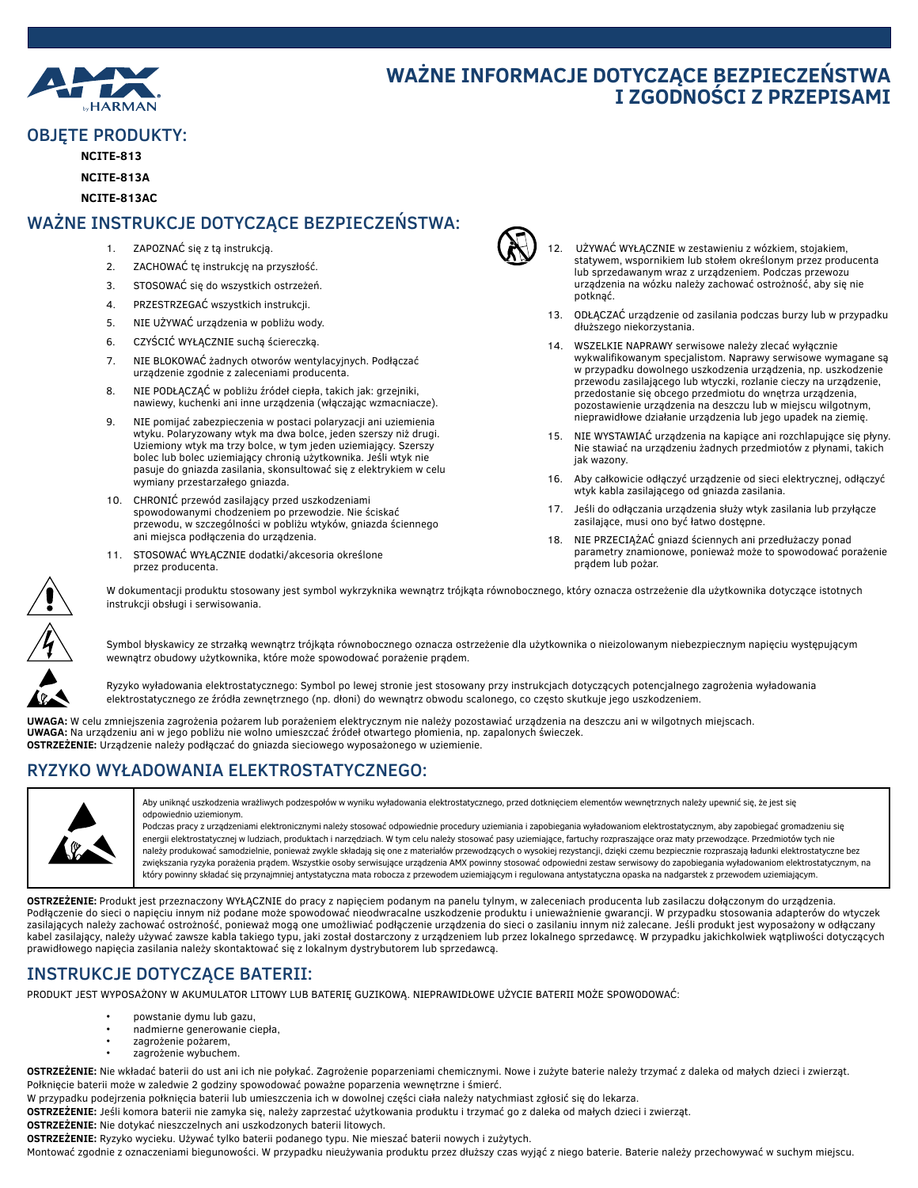# WAŻNE INFORMACJE DOTYCZĄCE BEZPIECZEŃSTWA I ZGODNOŚCI Z PRZEPISAMI

## OBJĘTE PRODUKTY:

**NCITE-813**

**NCITE-813A**

**NCITE-813AC**

## WAŻNE INSTRUKCJE DOTYCZĄCE BEZPIECZEŃSTWA:

1. ZAPOZNAĆ się z tą instrukcją.
2. ZACHOWAĆ tę instrukcję na przyszłość.
3. STOSOWAĆ się do wszystkich ostrzeżeń.
4. PRZESTRZEGAĆ wszystkich instrukcji.
5. NIE UŻYWAĆ urządzenia w pobliżu wody.
6. CZYŚCIĆ WYŁĄCZNIE suchą ściereczką.
7. NIE BLOKOWAĆ żadnych otworów wentylacyjnych. Podłączać urządzenie zgodnie z zaleceniami producenta.
8. NIE PODŁĄCZAĆ w pobliżu źródeł ciepła, takich jak: grzejniki, nawiewy, kuchenki ani inne urządzenia (włączając wzmacniacze).
9. NIE pomijać zabezpieczenia w postaci polaryzacji ani uziemienia wtyku. Polaryzowany wtyk ma dwa bolce, jeden szerszy niż drugi. Uziemiony wtyk ma trzy bolce, w tym jeden uziemiający. Szerszy bolec lub bolec uziemiający chronią użytkownika. Jeśli wtyk nie pasuje do gniazda zasilania, skonsultować się z elektrykiem w celu wymiany przestarzałego gniazda.
10. CHRONIĆ przewód zasilający przed uszkodzeniami spowodowanymi chodzeniem po przewodzie. Nie ściskać przewodu, w szczególności w pobliżu wtyków, gniazda ściennego ani miejsca podłączenia do urządzenia.
11. STOSOWAĆ WYŁĄCZNIE dodatki/akcesoria określone przez producenta.
12. UŻYWAĆ WYŁĄCZNIE w zestawieniu z wózkiem, stojakiem, statywem, wspornikiem lub stołem określonym przez producenta lub sprzedawanym wraz z urządzeniem. Podczas przewozu urządzenia na wózku należy zachować ostrożność, aby się nie potknąć.
13. ODŁĄCZAĆ urządzenie od zasilania podczas burzy lub w przypadku dłuższego niekorzystania.
14. WSZELKIE NAPRAWY serwisowe należy zlecać wyłącznie wykwalifikowanym specjalistom. Naprawy serwisowe wymagane są w przypadku dowolnego uszkodzenia urządzenia, np. uszkodzenie przewodu zasilającego lub wtyczki, rozlanie cieczy na urządzenie, przedostanie się obcego przedmiotu do wnętrza urządzenia, pozostawienie urządzenia na deszczu lub w miejscu wilgotnym, nieprawidłowe działanie urządzenia lub jego upadek na ziemię.
15. NIE WYSTAWIAĆ urządzenia na kapiące ani rozchlapujące się płyny. Nie stawiać na urządzeniu żadnych przedmiotów z płynami, takich jak wazony.
16. Aby całkowicie odłączyć urządzenie od sieci elektrycznej, odłączyć wtyk kabla zasilającego od gniazda zasilania.
17. Jeśli do odłączania urządzenia służy wtyk zasilania lub przyłącze zasilające, musi ono być łatwo dostępne.
18. NIE PRZECIĄŻAĆ gniazd ściennych ani przedłużaczy ponad parametry znamionowe, ponieważ może to spowodować porażenie prądem lub pożar.

W dokumentacji produktu stosowany jest symbol wykrzyknika wewnątrz trójkąta równobocznego, który oznacza ostrzeżenie dla użytkownika dotyczące istotnych instrukcji obsługi i serwisowania.

Symbol błyskawicy ze strzałką wewnątrz trójkąta równobocznego oznacza ostrzeżenie dla użytkownika o nieizolowanym niebezpiecznym napięciu występującym wewnątrz obudowy użytkownika, które może spowodować porażenie prądem.

Ryzyko wyładowania elektrostatycznego: Symbol po lewej stronie jest stosowany przy instrukcjach dotyczących potencjalnego zagrożenia wyładowania elektrostatycznego ze źródła zewnętrznego (np. dłoni) do wewnątrz obwodu scalonego, co często skutkuje jego uszkodzeniem.

**UWAGA:** W celu zmniejszenia zagrożenia pożarem lub porażeniem elektrycznym nie należy pozostawiać urządzenia na deszczu ani w wilgotnych miejscach.
**UWAGA:** Na urządzeniu ani w jego pobliżu nie wolno umieszczać źródeł otwartego płomienia, np. zapalonych świeczek.
**OSTRZEŻENIE:** Urządzenie należy podłączać do gniazda sieciowego wyposażonego w uziemienie.

## RYZYKO WYŁADOWANIA ELEKTROSTATYCZNEGO:

Aby uniknąć uszkodzenia wrażliwych podzespołów w wyniku wyładowania elektrostatycznego, przed dotknięciem elementów wewnętrznych należy upewnić się, że jest się odpowiednio uziemionym.
Podczas pracy z urządzeniami elektronicznymi należy stosować odpowiednie procedury uziemiania i zapobiegania wyładowaniom elektrostatycznym, aby zapobiegać gromadzeniu się energii elektrostatycznej w ludziach, produktach i narzędziach. W tym celu należy stosować pasy uziemiające, fartuchy rozpraszające oraz maty przewodzące. Przedmiotów tych nie należy produkować samodzielnie, ponieważ zwykle składają się one z materiałów przewodzących o wysokiej rezystancji, dzięki czemu bezpiecznie rozpraszają ładunki elektrostatyczne bez zwiększania ryzyka porażenia prądem. Wszystkie osoby serwisujące urządzenia AMX powinny stosować odpowiedni zestaw serwisowy do zapobiegania wyładowaniom elektrostatycznym, na który powinny składać się przynajmniej antystatyczna mata robocza z przewodem uziemiającym i regulowana antystatyczna opaska na nadgarstek z przewodem uziemiającym.

**OSTRZEŻENIE:** Produkt jest przeznaczony WYŁĄCZNIE do pracy z napięciem podanym na panelu tylnym, w zaleceniach producenta lub zasilaczu dołączonym do urządzenia. Podłączenie do sieci o napięciu innym niż podane może spowodować nieodwracalne uszkodzenie produktu i unieważnienie gwarancji. W przypadku stosowania adapterów do wtyczek zasilających należy zachować ostrożność, ponieważ mogą one umożliwiać podłączenie urządzenia do sieci o zasilaniu innym niż zalecane. Jeśli produkt jest wyposażony w odłączany kabel zasilający, należy używać zawsze kabla takiego typu, jaki został dostarczony z urządzeniem lub przez lokalnego sprzedawcę. W przypadku jakichkolwiek wątpliwości dotyczących prawidłowego napięcia zasilania należy skontaktować się z lokalnym dystrybutorem lub sprzedawcą.

## INSTRUKCJE DOTYCZĄCE BATERII:

PRODUKT JEST WYPOSAŻONY W AKUMULATOR LITOWY LUB BATERIĘ GUZIKOWĄ. NIEPRAWIDŁOWE UŻYCIE BATERII MOŻE SPOWODOWAĆ:

- powstanie dymu lub gazu,
- nadmierne generowanie ciepła,
- zagrożenie pożarem,
- zagrożenie wybuchem.

**OSTRZEŻENIE:** Nie wkładać baterii do ust ani ich nie połykać. Zagrożenie poparzeniami chemicznymi. Nowe i zużyte baterie należy trzymać z daleka od małych dzieci i zwierząt. Połknięcie baterii może w zaledwie 2 godziny spowodować poważne poparzenia wewnętrzne i śmierć.
W przypadku podejrzenia połknięcia baterii lub umieszczenia ich w dowolnej części ciała należy natychmiast zgłosić się do lekarza.
**OSTRZEŻENIE:** Jeśli komora baterii nie zamyka się, należy zaprzestać użytkowania produktu i trzymać go z daleka od małych dzieci i zwierząt.
**OSTRZEŻENIE:** Nie dotykać nieszczelnych ani uszkodzonych baterii litowych.
**OSTRZEŻENIE:** Ryzyko wycieku. Używać tylko baterii podanego typu. Nie mieszać baterii nowych i zużytych.
Montować zgodnie z oznaczeniami biegunowości. W przypadku nieużywania produktu przez dłuższy czas wyjąć z niego baterie. Baterie należy przechowywać w suchym miejscu.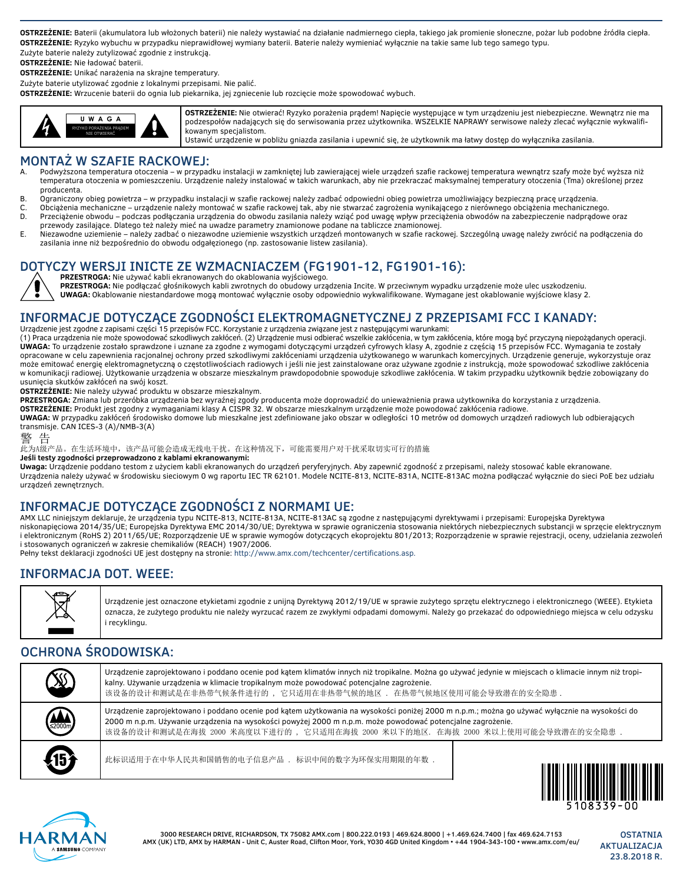**OSTRZEŻENIE:** Baterii (akumulatora lub włożonych baterii) nie należy wystawiać na działanie nadmiernego ciepła, takiego jak promienie słoneczne, pożar lub podobne źródła ciepła.
**OSTRZEŻENIE:** Ryzyko wybuchu w przypadku nieprawidłowej wymiany baterii. Baterie należy wymieniać wyłącznie na takie same lub tego samego typu.
Zużyte baterie należy zutylizować zgodnie z instrukcją.
**OSTRZEŻENIE:** Nie ładować baterii.
**OSTRZEŻENIE:** Unikać narażenia na skrajne temperatury.
Zużyte baterie utylizować zgodnie z lokalnymi przepisami. Nie palić.
**OSTRZEŻENIE:** Wrzucenie baterii do ognia lub piekarnika, jej zgniecenie lub rozcięcie może spowodować wybuch.

| UWAGA<br>RYZYKO PORAŻENIA PRĄDEM<br>NIE OTWIERAĆ | **OSTRZEŻENIE:** Nie otwierać! Ryzyko porażenia prądem! Napięcie występujące w tym urządzeniu jest niebezpieczne. Wewnątrz nie ma podzespołów nadających się do serwisowania przez użytkownika. WSZELKIE NAPRAWY serwisowe należy zlecać wyłącznie wykwalifikowanym specjalistom.<br>Ustawić urządzenie w pobliżu gniazda zasilania i upewnić się, że użytkownik ma łatwy dostęp do wyłącznika zasilania. |
|---|---|

## MONTAŻ W SZAFIE RACKOWEJ:

A. Podwyższona temperatura otoczenia – w przypadku instalacji w zamkniętej lub zawierającej wiele urządzeń szafie rackowej temperatura wewnątrz szafy może być wyższa niż temperatura otoczenia w pomieszczeniu. Urządzenie należy instalować w takich warunkach, aby nie przekraczać maksymalnej temperatury otoczenia (Tma) określonej przez producenta.
B. Ograniczony obieg powietrza – w przypadku instalacji w szafie rackowej należy zadbać odpowiedni obieg powietrza umożliwiający bezpieczną pracę urządzenia.
C. Obciążenia mechaniczne – urządzenie należy montować w szafie rackowej tak, aby nie stwarzać zagrożenia wynikającego z nierównego obciążenia mechanicznego.
D. Przeciążenie obwodu – podczas podłączania urządzenia do obwodu zasilania należy wziąć pod uwagę wpływ przeciążenia obwodów na zabezpieczenie nadprądowe oraz przewody zasilające. Dlatego też należy mieć na uwadze parametry znamionowe podane na tabliczce znamionowej.
E. Niezawodne uziemienie – należy zadbać o niezawodne uziemienie wszystkich urządzeń montowanych w szafie rackowej. Szczególną uwagę należy zwrócić na podłączenia do zasilania inne niż bezpośrednio do obwodu odgałęzionego (np. zastosowanie listew zasilania).

## DOTYCZY WERSJI INICTE ZE WZMACNIACZEM (FG1901-12, FG1901-16):

**PRZESTROGA:** Nie używać kabli ekranowanych do okablowania wyjściowego.
**PRZESTROGA:** Nie podłączać głośnikowych kabli zwrotnych do obudowy urządzenia Incite. W przeciwnym wypadku urządzenie może ulec uszkodzeniu.
**UWAGA:** Okablowanie niestandardowe mogą montować wyłącznie osoby odpowiednio wykwalifikowane. Wymagane jest okablowanie wyjściowe klasy 2.

## INFORMACJE DOTYCZĄCE ZGODNOŚCI ELEKTROMAGNETYCZNEJ Z PRZEPISAMI FCC I KANADY:

Urządzenie jest zgodne z zapisami części 15 przepisów FCC. Korzystanie z urządzenia związane jest z następującymi warunkami:
(1) Praca urządzenia nie może spowodować szkodliwych zakłóceń. (2) Urządzenie musi odbierać wszelkie zakłócenia, w tym zakłócenia, które mogą być przyczyną niepożądanych operacji.
**UWAGA:** To urządzenie zostało sprawdzone i uznane za zgodne z wymogami dotyczącymi urządzeń cyfrowych klasy A, zgodnie z częścią 15 przepisów FCC. Wymagania te zostały opracowane w celu zapewnienia racjonalnej ochrony przed szkodliwymi zakłóceniami urządzenia użytkowanego w warunkach komercyjnych. Urządzenie generuje, wykorzystuje oraz może emitować energię elektromagnetyczną o częstotliwościach radiowych i jeśli nie jest zainstalowane oraz używane zgodnie z instrukcją, może spowodować szkodliwe zakłócenia w komunikacji radiowej. Użytkowanie urządzenia w obszarze mieszkalnym prawdopodobnie spowoduje szkodliwe zakłócenia. W takim przypadku użytkownik będzie zobowiązany do usunięcia skutków zakłóceń na swój koszt.
**OSTRZEŻENIE:** Nie należy używać produktu w obszarze mieszkalnym.
**PRZESTROGA:** Zmiana lub przeróbka urządzenia bez wyraźnej zgody producenta może doprowadzić do unieważnienia prawa użytkownika do korzystania z urządzenia.
**OSTRZEŻENIE:** Produkt jest zgodny z wymaganiami klasy A CISPR 32. W obszarze mieszkalnym urządzenie może powodować zakłócenia radiowe.
**UWAGA:** W przypadku zakłóceń środowisko domowe lub mieszkalne jest zdefiniowane jako obszar w odległości 10 metrów od domowych urządzeń radiowych lub odbierających transmisje. CAN ICES-3 (A)/NMB-3(A)
警 告
此为A级产品。在生活环境中，该产品可能会造成无线电干扰。在这种情况下，可能需要用户对干扰采取切实可行的措施
**Jeśli testy zgodności przeprowadzono z kablami ekranowanymi:**
**Uwaga:** Urządzenie poddano testom z użyciem kabli ekranowanych do urządzeń peryferyjnych. Aby zapewnić zgodność z przepisami, należy stosować kable ekranowane.
Urządzenia należy używać w środowisku sieciowym 0 wg raportu IEC TR 62101. Modele NCITE-813, NCITE-831A, NCITE-813AC można podłączać wyłącznie do sieci PoE bez udziału urządzeń zewnętrznych.

## INFORMACJE DOTYCZĄCE ZGODNOŚCI Z NORMAMI UE:

AMX LLC niniejszym deklaruje, że urządzenia typu NCITE-813, NCITE-813A, NCITE-813AC są zgodne z następującymi dyrektywami i przepisami: Europejska Dyrektywa niskonapięciowa 2014/35/UE; Europejska Dyrektywa EMC 2014/30/UE; Dyrektywa w sprawie ograniczenia stosowania niektórych niebezpiecznych substancji w sprzęcie elektrycznym i elektronicznym (RoHS 2) 2011/65/UE; Rozporządzenie UE w sprawie wymogów dotyczących ekoprojektu 801/2013; Rozporządzenie w sprawie rejestracji, oceny, udzielania zezwoleń i stosowanych ograniczeń w zakresie chemikaliów (REACH) 1907/2006.
Pełny tekst deklaracji zgodności UE jest dostępny na stronie: http://www.amx.com/techcenter/certifications.asp.

## INFORMACJA DOT. WEEE:

Urządzenie jest oznaczone etykietami zgodnie z unijną Dyrektywą 2012/19/UE w sprawie zużytego sprzętu elektrycznego i elektronicznego (WEEE). Etykieta oznacza, że zużytego produktu nie należy wyrzucać razem ze zwykłymi odpadami domowymi. Należy go przekazać do odpowiedniego miejsca w celu odzysku i recyklingu.

## OCHRONA ŚRODOWISKA:

| | |
|---|---|
| | Urządzenie zaprojektowano i poddano ocenie pod kątem klimatów innych niż tropikalne. Można go używać jedynie w miejscach o klimacie innym niż tropikalny. Używanie urządzenia w klimacie tropikalnym może powodować potencjalne zagrożenie.<br>该设备的设计和测试是在非热带气候条件进行的， 它只适用在非热带气候的地区． 在热带气候地区使用可能会导致潜在的安全隐患． |
| ≤2000m | Urządzenie zaprojektowano i poddano ocenie pod kątem użytkowania na wysokości poniżej 2000 m n.p.m.; można go używać wyłącznie na wysokości do 2000 m n.p.m. Używanie urządzenia na wysokości powyżej 2000 m n.p.m. może powodować potencjalne zagrożenie.<br>该设备的设计和测试是在海拔 2000 米高度以下进行的， 它只适用在海拔 2000 米以下的地区． 在海拔 2000 米以上使用可能会导致潜在的安全隐患． |
| 15 | 此标识适用于在中华人民共和国销售的电子信息产品． 标识中间的数字为环保实用期限的年数． |

5108339-00

3000 RESEARCH DRIVE, RICHARDSON, TX 75082 AMX.com | 800.222.0193 | 469.624.8000 | +1.469.624.7400 | fax 469.624.7153
AMX (UK) LTD, AMX by HARMAN - Unit C, Auster Road, Clifton Moor, York, YO30 4GD United Kingdom • +44 1904-343-100 • www.amx.com/eu/

OSTATNIA AKTUALIZACJA 23.8.2018 R.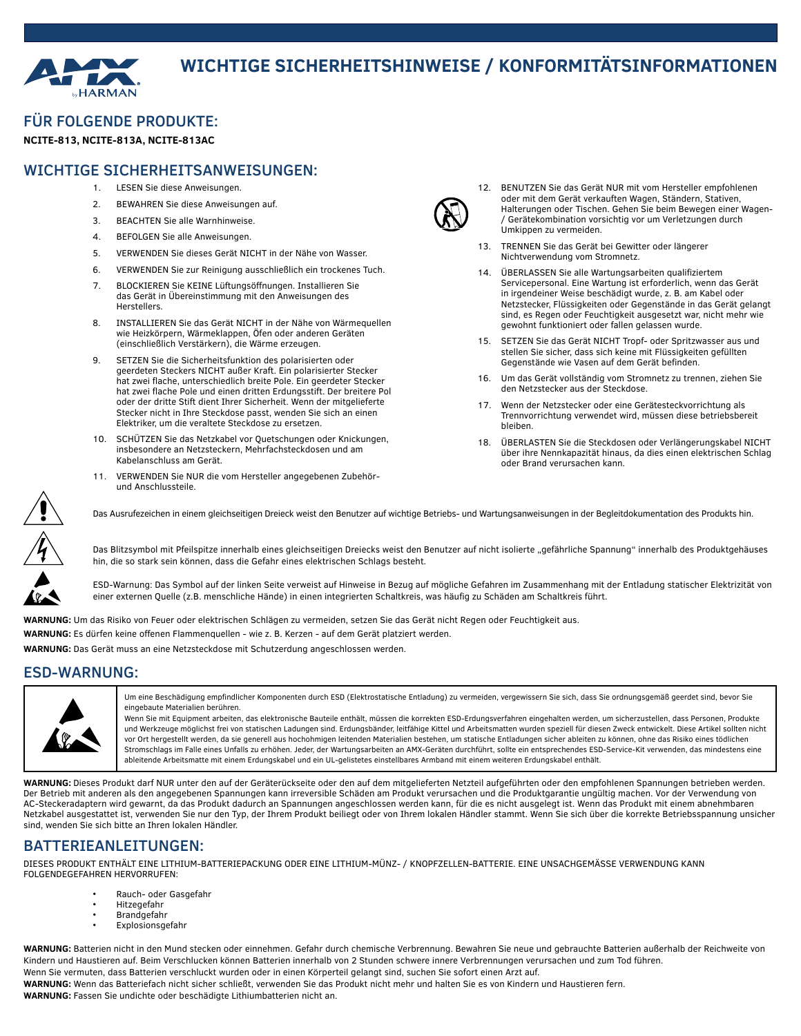# WICHTIGE SICHERHEITSHINWEISE / KONFORMITÄTSINFORMATIONEN

## FÜR FOLGENDE PRODUKTE:

**NCITE-813, NCITE-813A, NCITE-813AC**

## WICHTIGE SICHERHEITSANWEISUNGEN:

1. LESEN Sie diese Anweisungen.
2. BEWAHREN Sie diese Anweisungen auf.
3. BEACHTEN Sie alle Warnhinweise.
4. BEFOLGEN Sie alle Anweisungen.
5. VERWENDEN Sie dieses Gerät NICHT in der Nähe von Wasser.
6. VERWENDEN Sie zur Reinigung ausschließlich ein trockenes Tuch.
7. BLOCKIEREN Sie KEINE Lüftungsöffnungen. Installieren Sie das Gerät in Übereinstimmung mit den Anweisungen des Herstellers.
8. INSTALLIEREN Sie das Gerät NICHT in der Nähe von Wärmequellen wie Heizkörpern, Wärmeklappen, Öfen oder anderen Geräten (einschließlich Verstärkern), die Wärme erzeugen.
9. SETZEN Sie die Sicherheitsfunktion des polarisierten oder geerdeten Steckers NICHT außer Kraft. Ein polarisierter Stecker hat zwei flache, unterschiedlich breite Pole. Ein geerdeter Stecker hat zwei flache Pole und einen dritten Erdungsstift. Der breitere Pol oder der dritte Stift dient Ihrer Sicherheit. Wenn der mitgelieferte Stecker nicht in Ihre Steckdose passt, wenden Sie sich an einen Elektriker, um die veraltete Steckdose zu ersetzen.
10. SCHÜTZEN Sie das Netzkabel vor Quetschungen oder Knickungen, insbesondere an Netzsteckern, Mehrfachsteckdosen und am Kabelanschluss am Gerät.
11. VERWENDEN Sie NUR die vom Hersteller angegebenen Zubehör- und Anschlussteile.
12. BENUTZEN Sie das Gerät NUR mit vom Hersteller empfohlenen oder mit dem Gerät verkauften Wagen, Ständern, Stativen, Halterungen oder Tischen. Gehen Sie beim Bewegen einer Wagen- / Gerätekombination vorsichtig vor um Verletzungen durch Umkippen zu vermeiden.
13. TRENNEN Sie das Gerät bei Gewitter oder längerer Nichtverwendung vom Stromnetz.
14. ÜBERLASSEN Sie alle Wartungsarbeiten qualifiziertem Servicepersonal. Eine Wartung ist erforderlich, wenn das Gerät in irgendeiner Weise beschädigt wurde, z. B. am Kabel oder Netzstecker, Flüssigkeiten oder Gegenstände in das Gerät gelangt sind, es Regen oder Feuchtigkeit ausgesetzt war, nicht mehr wie gewohnt funktioniert oder fallen gelassen wurde.
15. SETZEN Sie das Gerät NICHT Tropf- oder Spritzwasser aus und stellen Sie sicher, dass sich keine mit Flüssigkeiten gefüllten Gegenstände wie Vasen auf dem Gerät befinden.
16. Um das Gerät vollständig vom Stromnetz zu trennen, ziehen Sie den Netzstecker aus der Steckdose.
17. Wenn der Netzstecker oder eine Gerätesteckvorrichtung als Trennvorrichtung verwendet wird, müssen diese betriebsbereit bleiben.
18. ÜBERLASTEN Sie die Steckdosen oder Verlängerungskabel NICHT über ihre Nennkapazität hinaus, da dies einen elektrischen Schlag oder Brand verursachen kann.

Das Ausrufezeichen in einem gleichseitigen Dreieck weist den Benutzer auf wichtige Betriebs- und Wartungsanweisungen in der Begleitdokumentation des Produkts hin.

Das Blitzsymbol mit Pfeilspitze innerhalb eines gleichseitigen Dreiecks weist den Benutzer auf nicht isolierte „gefährliche Spannung“ innerhalb des Produktgehäuses hin, die so stark sein können, dass die Gefahr eines elektrischen Schlags besteht.

ESD-Warnung: Das Symbol auf der linken Seite verweist auf Hinweise in Bezug auf mögliche Gefahren im Zusammenhang mit der Entladung statischer Elektrizität von einer externen Quelle (z.B. menschliche Hände) in einen integrierten Schaltkreis, was häufig zu Schäden am Schaltkreis führt.

**WARNUNG:** Um das Risiko von Feuer oder elektrischen Schlägen zu vermeiden, setzen Sie das Gerät nicht Regen oder Feuchtigkeit aus.

**WARNUNG:** Es dürfen keine offenen Flammenquellen - wie z. B. Kerzen - auf dem Gerät platziert werden.

**WARNUNG:** Das Gerät muss an eine Netzsteckdose mit Schutzerdung angeschlossen werden.

## ESD-WARNUNG:

Um eine Beschädigung empfindlicher Komponenten durch ESD (Elektrostatische Entladung) zu vermeiden, vergewissern Sie sich, dass Sie ordnungsgemäß geerdet sind, bevor Sie eingebaute Materialien berühren.

Wenn Sie mit Equipment arbeiten, das elektronische Bauteile enthält, müssen die korrekten ESD-Erdungsverfahren eingehalten werden, um sicherzustellen, dass Personen, Produkte und Werkzeuge möglichst frei von statischen Ladungen sind. Erdungsbänder, leitfähige Kittel und Arbeitsmatten wurden speziell für diesen Zweck entwickelt. Diese Artikel sollten nicht vor Ort hergestellt werden, da sie generell aus hochohmigen leitenden Materialien bestehen, um statische Entladungen sicher ableiten zu können, ohne das Risiko eines tödlichen Stromschlags im Falle eines Unfalls zu erhöhen. Jeder, der Wartungsarbeiten an AMX-Geräten durchführt, sollte ein entsprechendes ESD-Service-Kit verwenden, das mindestens eine ableitende Arbeitsmatte mit einem Erdungskabel und ein UL-gelistetes einstellbares Armband mit einem weiteren Erdungskabel enthält.

**WARNUNG:** Dieses Produkt darf NUR unter den auf der Geräterückseite oder den auf dem mitgelieferten Netzteil aufgeführten oder den empfohlenen Spannungen betrieben werden. Der Betrieb mit anderen als den angegebenen Spannungen kann irreversible Schäden am Produkt verursachen und die Produktgarantie ungültig machen. Vor der Verwendung von AC-Steckeradaptern wird gewarnt, da das Produkt dadurch an Spannungen angeschlossen werden kann, für die es nicht ausgelegt ist. Wenn das Produkt mit einem abnehmbaren Netzkabel ausgestattet ist, verwenden Sie nur den Typ, der Ihrem Produkt beiliegt oder von Ihrem lokalen Händler stammt. Wenn Sie sich über die korrekte Betriebsspannung unsicher sind, wenden Sie sich bitte an Ihren lokalen Händler.

## BATTERIEANLEITUNGEN:

DIESES PRODUKT ENTHÄLT EINE LITHIUM-BATTERIEPACKUNG ODER EINE LITHIUM-MÜNZ- / KNOPFZELLEN-BATTERIE. EINE UNSACHGEMÄSSE VERWENDUNG KANN FOLGENDEGEFAHREN HERVORRUFEN:

- Rauch- oder Gasgefahr
- Hitzegefahr
- Brandgefahr
- Explosionsgefahr

**WARNUNG:** Batterien nicht in den Mund stecken oder einnehmen. Gefahr durch chemische Verbrennung. Bewahren Sie neue und gebrauchte Batterien außerhalb der Reichweite von Kindern und Haustieren auf. Beim Verschlucken können Batterien innerhalb von 2 Stunden schwere innere Verbrennungen verursachen und zum Tod führen.
Wenn Sie vermuten, dass Batterien verschluckt wurden oder in einen Körperteil gelangt sind, suchen Sie sofort einen Arzt auf.

**WARNUNG:** Wenn das Batteriefach nicht sicher schließt, verwenden Sie das Produkt nicht mehr und halten Sie es von Kindern und Haustieren fern.

**WARNUNG:** Fassen Sie undichte oder beschädigte Lithiumbatterien nicht an.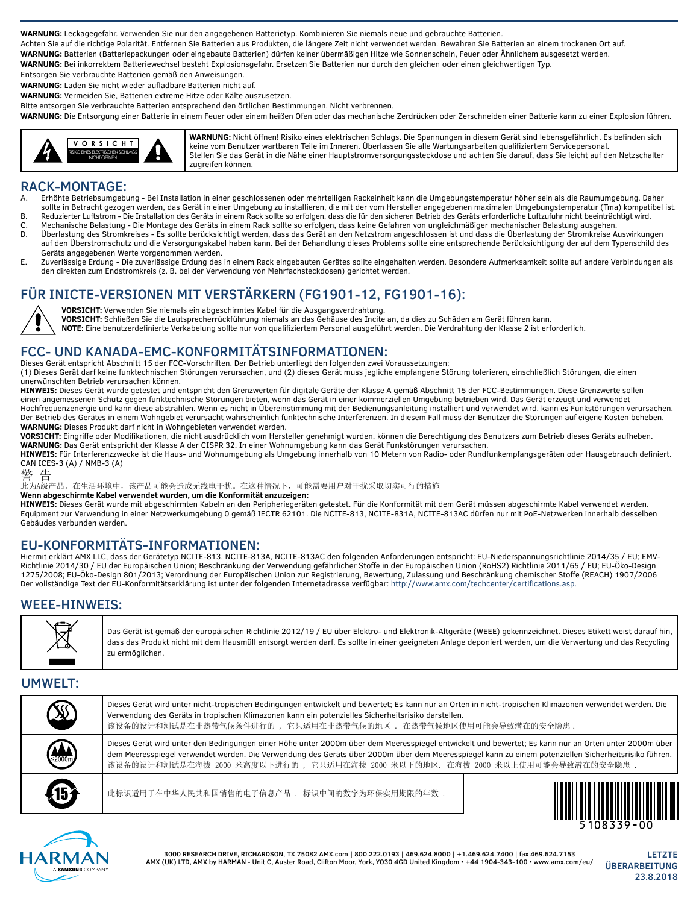**WARNUNG:** Leckagegefahr. Verwenden Sie nur den angegebenen Batterietyp. Kombinieren Sie niemals neue und gebrauchte Batterien.
Achten Sie auf die richtige Polarität. Entfernen Sie Batterien aus Produkten, die längere Zeit nicht verwendet werden. Bewahren Sie Batterien an einem trockenen Ort auf.
**WARNUNG:** Batterien (Batteriepackungen oder eingebaute Batterien) dürfen keiner übermäßigen Hitze wie Sonnenschein, Feuer oder Ähnlichem ausgesetzt werden.
**WARNUNG:** Bei inkorrektem Batteriewechsel besteht Explosionsgefahr. Ersetzen Sie Batterien nur durch den gleichen oder einen gleichwertigen Typ.
Entsorgen Sie verbrauchte Batterien gemäß den Anweisungen.
**WARNUNG:** Laden Sie nicht wieder aufladbare Batterien nicht auf.
**WARNUNG:** Vermeiden Sie, Batterien extreme Hitze oder Kälte auszusetzen.
Bitte entsorgen Sie verbrauchte Batterien entsprechend den örtlichen Bestimmungen. Nicht verbrennen.
**WARNUNG:** Die Entsorgung einer Batterie in einem Feuer oder einem heißen Ofen oder das mechanische Zerdrücken oder Zerschneiden einer Batterie kann zu einer Explosion führen.

| | |
|---|---|
| VORSICHT<br>RISIKO EINES ELEKTRISCHEN SCHLAGS NICHT ÖFFNEN | **WARNUNG:** Nicht öffnen! Risiko eines elektrischen Schlags. Die Spannungen in diesem Gerät sind lebensgefährlich. Es befinden sich keine vom Benutzer wartbaren Teile im Inneren. Überlassen Sie alle Wartungsarbeiten qualifiziertem Servicepersonal. Stellen Sie das Gerät in die Nähe einer Hauptstromversorgungssteckdose und achten Sie darauf, dass Sie leicht auf den Netzschalter zugreifen können. |

## RACK-MONTAGE:

A. Erhöhte Betriebsumgebung - Bei Installation in einer geschlossenen oder mehrteiligen Rackeinheit kann die Umgebungstemperatur höher sein als die Raumumgebung. Daher sollte in Betracht gezogen werden, das Gerät in einer Umgebung zu installieren, die mit der vom Hersteller angegebenen maximalen Umgebungstemperatur (Tma) kompatibel ist.
B. Reduzierter Luftstrom - Die Installation des Geräts in einem Rack sollte so erfolgen, dass die für den sicheren Betrieb des Geräts erforderliche Luftzufuhr nicht beeinträchtigt wird.
C. Mechanische Belastung - Die Montage des Geräts in einem Rack sollte so erfolgen, dass keine Gefahren von ungleichmäßiger mechanischer Belastung ausgehen.
D. Überlastung des Stromkreises - Es sollte berücksichtigt werden, dass das Gerät an den Netzstrom angeschlossen ist und dass die Überlastung der Stromkreise Auswirkungen auf den Überstromschutz und die Versorgungskabel haben kann. Bei der Behandlung dieses Problems sollte eine entsprechende Berücksichtigung der auf dem Typenschild des Geräts angegebenen Werte vorgenommen werden.
E. Zuverlässige Erdung - Die zuverlässige Erdung des in einem Rack eingebauten Gerätes sollte eingehalten werden. Besondere Aufmerksamkeit sollte auf andere Verbindungen als den direkten zum Endstromkreis (z. B. bei der Verwendung von Mehrfachsteckdosen) gerichtet werden.

## FÜR INICTE-VERSIONEN MIT VERSTÄRKERN (FG1901-12, FG1901-16):

**VORSICHT:** Verwenden Sie niemals ein abgeschirmtes Kabel für die Ausgangsverdrahtung.
**VORSICHT:** Schließen Sie die Lautsprecherrückführung niemals an das Gehäuse des Incite an, da dies zu Schäden am Gerät führen kann.
**NOTE:** Eine benutzerdefinierte Verkabelung sollte nur von qualifiziertem Personal ausgeführt werden. Die Verdrahtung der Klasse 2 ist erforderlich.

## FCC- UND KANADA-EMC-KONFORMITÄTSINFORMATIONEN:

Dieses Gerät entspricht Abschnitt 15 der FCC-Vorschriften. Der Betrieb unterliegt den folgenden zwei Voraussetzungen:
(1) Dieses Gerät darf keine funktechnischen Störungen verursachen, und (2) dieses Gerät muss jegliche empfangene Störung tolerieren, einschließlich Störungen, die einen unerwünschten Betrieb verursachen können.
**HINWEIS:** Dieses Gerät wurde getestet und entspricht den Grenzwerten für digitale Geräte der Klasse A gemäß Abschnitt 15 der FCC-Bestimmungen. Diese Grenzwerte sollen einen angemessenen Schutz gegen funktechnische Störungen bieten, wenn das Gerät in einer kommerziellen Umgebung betrieben wird. Das Gerät erzeugt und verwendet Hochfrequenzenergie und kann diese abstrahlen. Wenn es nicht in Übereinstimmung mit der Bedienungsanleitung installiert und verwendet wird, kann es Funkstörungen verursachen. Der Betrieb des Gerätes in einem Wohngebiet verursacht wahrscheinlich funktechnische Interferenzen. In diesem Fall muss der Benutzer die Störungen auf eigene Kosten beheben.
**WARNUNG:** Dieses Produkt darf nicht in Wohngebieten verwendet werden.
**VORSICHT:** Eingriffe oder Modifikationen, die nicht ausdrücklich vom Hersteller genehmigt wurden, können die Berechtigung des Benutzers zum Betrieb dieses Geräts aufheben.
**WARNUNG:** Das Gerät entspricht der Klasse A der CISPR 32. In einer Wohnumgebung kann das Gerät Funkstörungen verursachen.
**HINWEIS:** Für Interferenzzwecke ist die Haus- und Wohnumgebung als Umgebung innerhalb von 10 Metern von Radio- oder Rundfunkempfangsgeräten oder Hausgebrauch definiert.
CAN ICES-3 (A) / NMB-3 (A)
警 告
此为A级产品。在生活环境中，该产品可能会造成无线电干扰。在这种情况下，可能需要用户对干扰采取切实可行的措施
**Wenn abgeschirmte Kabel verwendet wurden, um die Konformität anzuzeigen:**
**HINWEIS:** Dieses Gerät wurde mit abgeschirmten Kabeln an den Peripheriegeräten getestet. Für die Konformität mit dem Gerät müssen abgeschirmte Kabel verwendet werden.
Equipment zur Verwendung in einer Netzwerkumgebung 0 gemäß IECTR 62101. Die NCITE-813, NCITE-831A, NCITE-813AC dürfen nur mit PoE-Netzwerken innerhalb desselben Gebäudes verbunden werden.

## EU-KONFORMITÄTS-INFORMATIONEN:

Hiermit erklärt AMX LLC, dass der Gerätetyp NCITE-813, NCITE-813A, NCITE-813AC den folgenden Anforderungen entspricht: EU-Niederspannungsrichtlinie 2014/35 / EU; EMV-Richtlinie 2014/30 / EU der Europäischen Union; Beschränkung der Verwendung gefährlicher Stoffe in der Europäischen Union (RoHS2) Richtlinie 2011/65 / EU; EU-Öko-Design 1275/2008; EU-Öko-Design 801/2013; Verordnung der Europäischen Union zur Registrierung, Bewertung, Zulassung und Beschränkung chemischer Stoffe (REACH) 1907/2006
Der vollständige Text der EU-Konformitätserklärung ist unter der folgenden Internetadresse verfügbar: http://www.amx.com/techcenter/certifications.asp.

## WEEE-HINWEIS:

Das Gerät ist gemäß der europäischen Richtlinie 2012/19 / EU über Elektro- und Elektronik-Altgeräte (WEEE) gekennzeichnet. Dieses Etikett weist darauf hin, dass das Produkt nicht mit dem Hausmüll entsorgt werden darf. Es sollte in einer geeigneten Anlage deponiert werden, um die Verwertung und das Recycling zu ermöglichen.

## UMWELT:

| | |
|---|---|
| | Dieses Gerät wird unter nicht-tropischen Bedingungen entwickelt und bewertet; Es kann nur an Orten in nicht-tropischen Klimazonen verwendet werden. Die Verwendung des Geräts in tropischen Klimazonen kann ein potenzielles Sicherheitsrisiko darstellen.<br>该设备的设计和测试是在非热带气候条件进行的，它只适用在非热带气候的地区．在热带气候地区使用可能会导致潜在的安全隐患． |
| ≤2000m | Dieses Gerät wird unter den Bedingungen einer Höhe unter 2000m über dem Meeresspiegel entwickelt und bewertet; Es kann nur an Orten unter 2000m über dem Meeresspiegel verwendet werden. Die Verwendung des Geräts über 2000m über dem Meeresspiegel kann zu einem potenziellen Sicherheitsrisiko führen.<br>该设备的设计和测试是在海拔 2000 米高度以下进行的，它只适用在海拔 2000 米以下的地区．在海拔 2000 米以上使用可能会导致潜在的安全隐患． |
| 15 | 此标识适用于在中华人民共和国销售的电子信息产品．标识中间的数字为环保实用期限的年数． |

5108339-00

HARMAN
A SAMSUNG COMPANY

3000 RESEARCH DRIVE, RICHARDSON, TX 75082 AMX.com | 800.222.0193 | 469.624.8000 | +1.469.624.7400 | fax 469.624.7153
AMX (UK) LTD, AMX by HARMAN - Unit C, Auster Road, Clifton Moor, York, YO30 4GD United Kingdom • +44 1904-343-100 • www.amx.com/eu/

LETZTE ÜBERARBEITUNG 23.8.2018